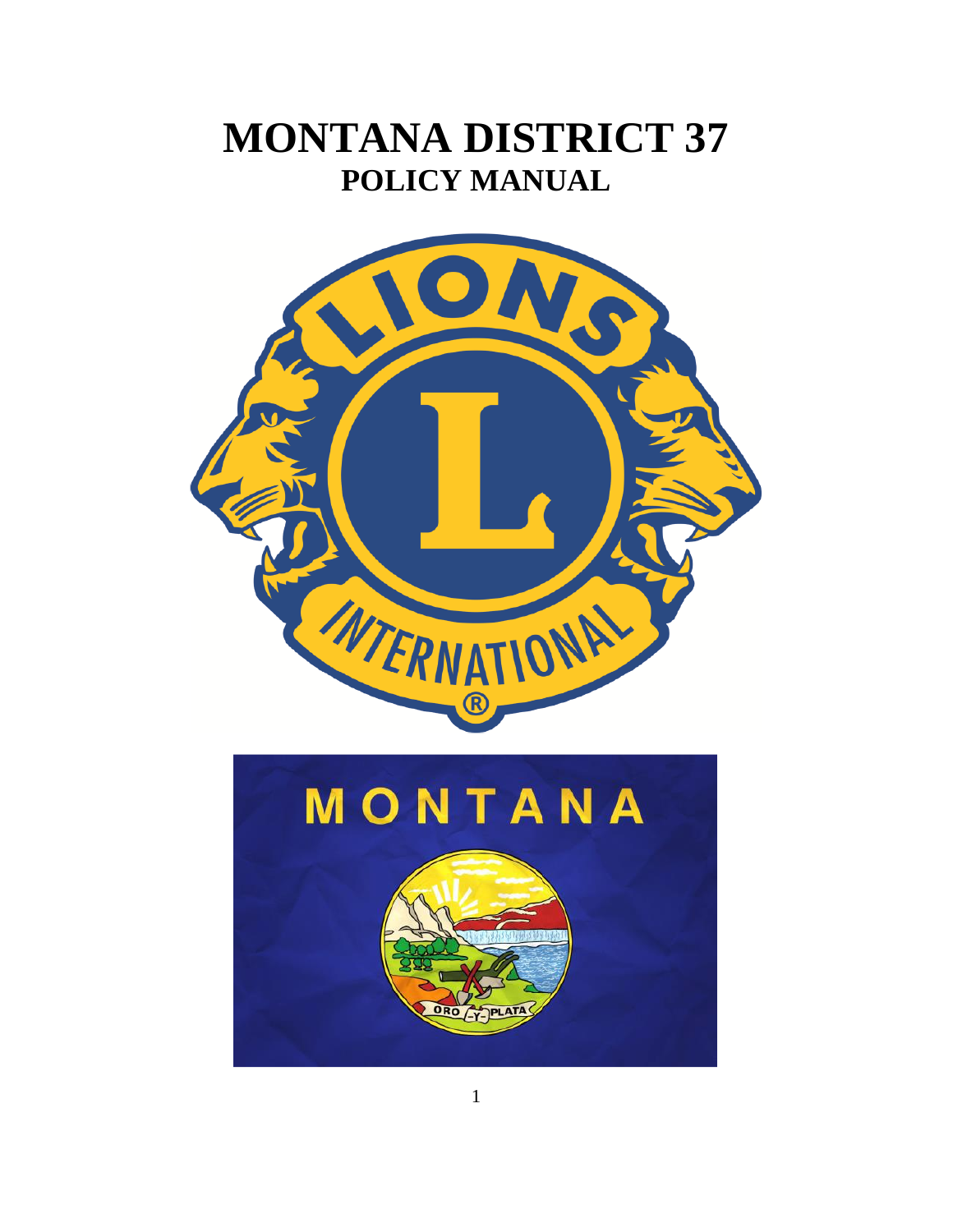# MONTANA DISTRICT 37

## POLICY MANUAL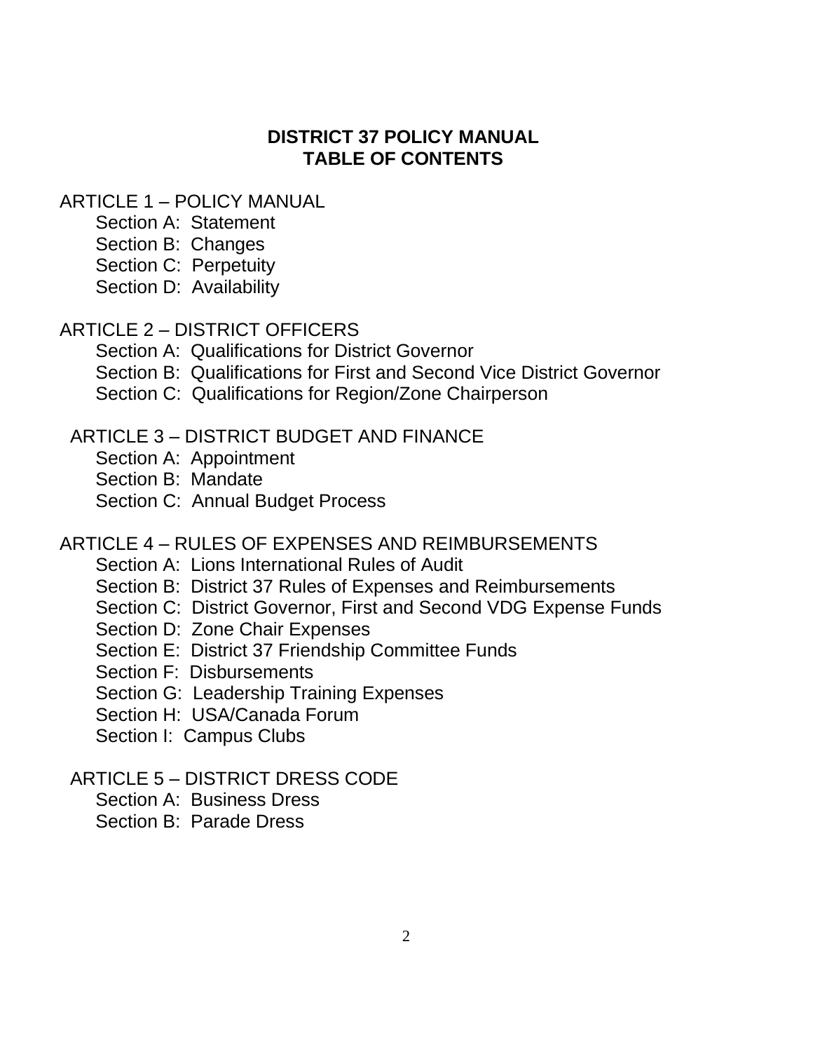# DISTRICT 37 POLICY MANUAL
# TABLE OF CONTENTS

ARTICLE 1 – POLICY MANUAL

- Section A: Statement
- Section B: Changes
- Section C: Perpetuity
- Section D: Availability

ARTICLE 2 – DISTRICT OFFICERS

- Section A: Qualifications for District Governor
- Section B: Qualifications for First and Second Vice District Governor
- Section C: Qualifications for Region/Zone Chairperson

ARTICLE 3 – DISTRICT BUDGET AND FINANCE

- Section A: Appointment
- Section B: Mandate
- Section C: Annual Budget Process

ARTICLE 4 – RULES OF EXPENSES AND REIMBURSEMENTS

- Section A: Lions International Rules of Audit
- Section B: District 37 Rules of Expenses and Reimbursements
- Section C: District Governor, First and Second VDG Expense Funds
- Section D: Zone Chair Expenses
- Section E: District 37 Friendship Committee Funds
- Section F: Disbursements
- Section G: Leadership Training Expenses
- Section H: USA/Canada Forum
- Section I: Campus Clubs

ARTICLE 5 – DISTRICT DRESS CODE

- Section A: Business Dress
- Section B: Parade Dress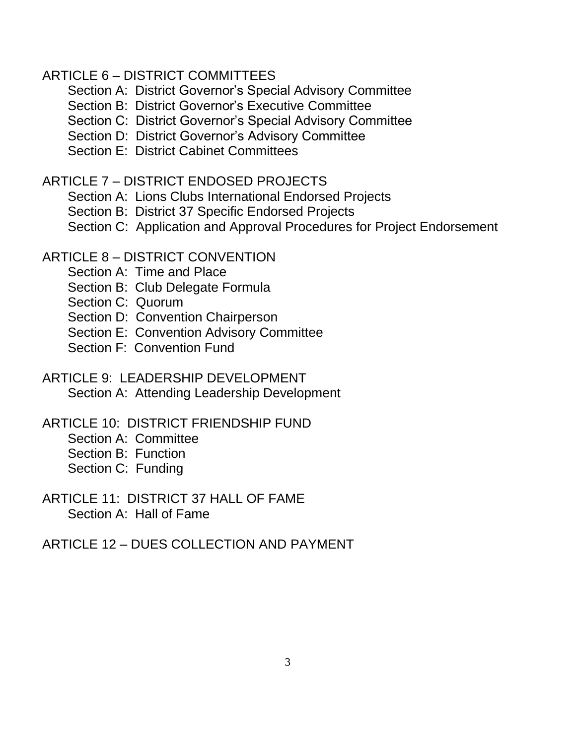ARTICLE 6 – DISTRICT COMMITTEES

- Section A: District Governor's Special Advisory Committee
- Section B: District Governor's Executive Committee
- Section C: District Governor's Special Advisory Committee
- Section D: District Governor's Advisory Committee
- Section E: District Cabinet Committees

ARTICLE 7 – DISTRICT ENDOSED PROJECTS

- Section A: Lions Clubs International Endorsed Projects
- Section B: District 37 Specific Endorsed Projects
- Section C: Application and Approval Procedures for Project Endorsement

ARTICLE 8 – DISTRICT CONVENTION

- Section A: Time and Place
- Section B: Club Delegate Formula
- Section C: Quorum
- Section D: Convention Chairperson
- Section E: Convention Advisory Committee
- Section F: Convention Fund

ARTICLE 9: LEADERSHIP DEVELOPMENT

- Section A: Attending Leadership Development

ARTICLE 10: DISTRICT FRIENDSHIP FUND

- Section A: Committee
- Section B: Function
- Section C: Funding

ARTICLE 11: DISTRICT 37 HALL OF FAME

- Section A: Hall of Fame

ARTICLE 12 – DUES COLLECTION AND PAYMENT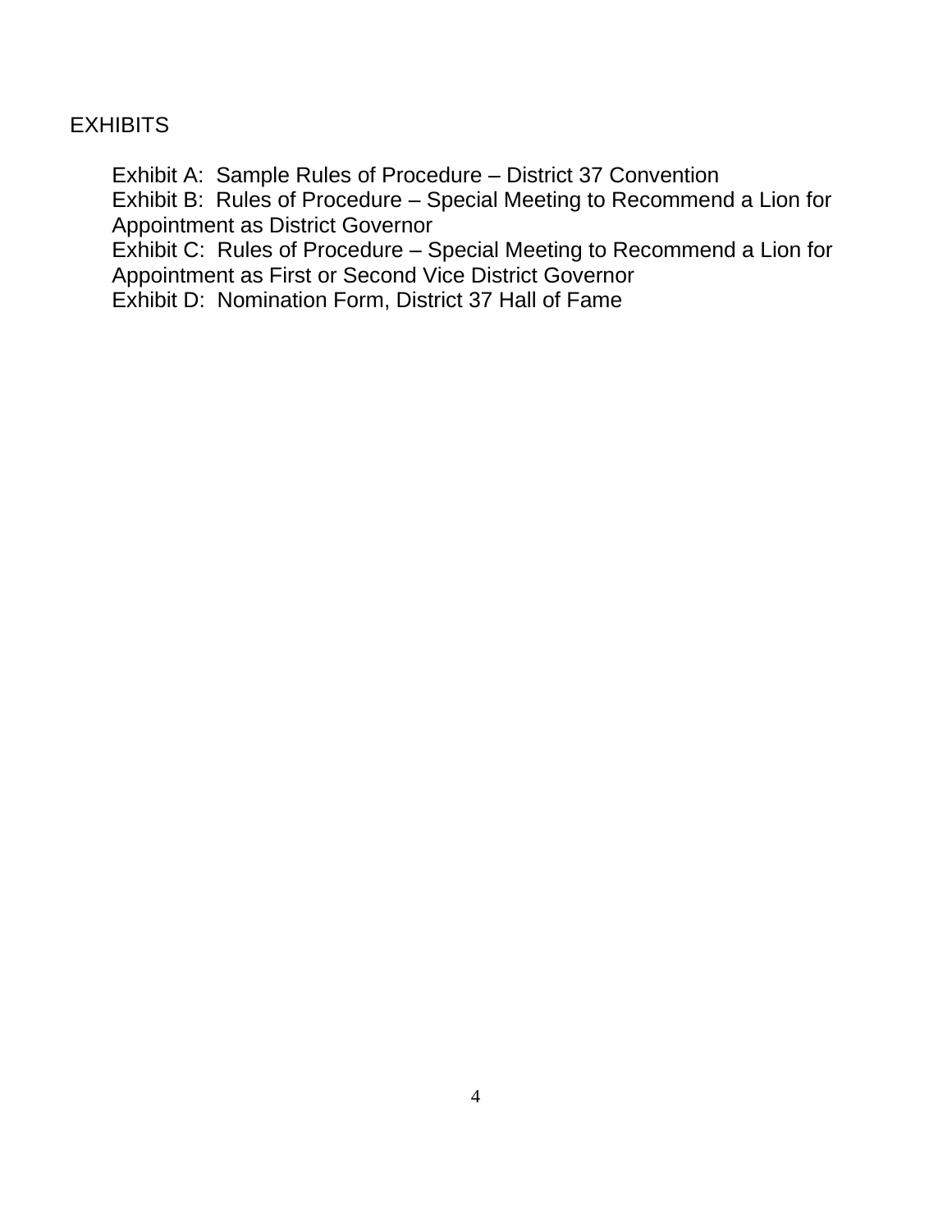EXHIBITS

Exhibit A: Sample Rules of Procedure – District 37 Convention
Exhibit B: Rules of Procedure – Special Meeting to Recommend a Lion for Appointment as District Governor
Exhibit C: Rules of Procedure – Special Meeting to Recommend a Lion for Appointment as First or Second Vice District Governor
Exhibit D: Nomination Form, District 37 Hall of Fame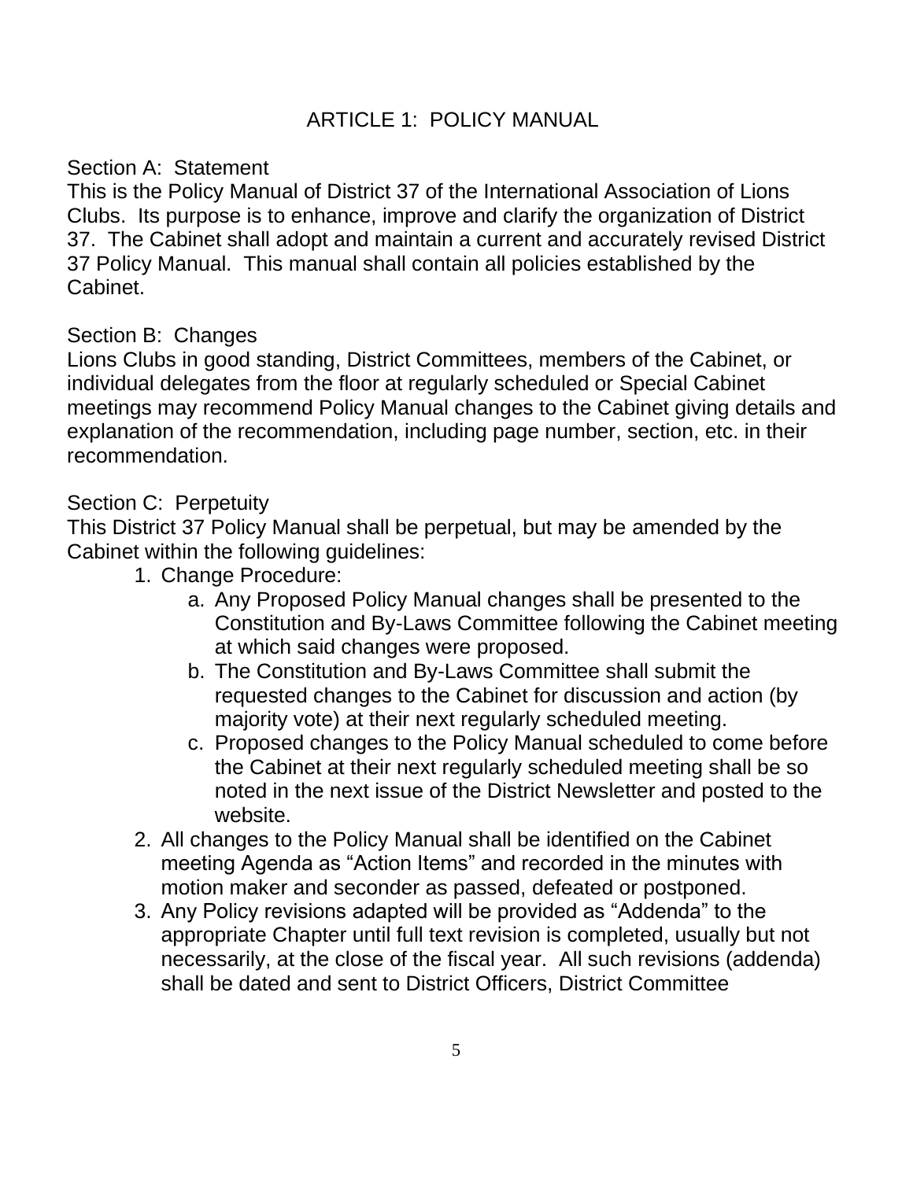# ARTICLE 1: POLICY MANUAL

## Section A: Statement

This is the Policy Manual of District 37 of the International Association of Lions Clubs. Its purpose is to enhance, improve and clarify the organization of District 37. The Cabinet shall adopt and maintain a current and accurately revised District 37 Policy Manual. This manual shall contain all policies established by the Cabinet.

## Section B: Changes

Lions Clubs in good standing, District Committees, members of the Cabinet, or individual delegates from the floor at regularly scheduled or Special Cabinet meetings may recommend Policy Manual changes to the Cabinet giving details and explanation of the recommendation, including page number, section, etc. in their recommendation.

## Section C: Perpetuity

This District 37 Policy Manual shall be perpetual, but may be amended by the Cabinet within the following guidelines:

1. Change Procedure:
    a. Any Proposed Policy Manual changes shall be presented to the Constitution and By-Laws Committee following the Cabinet meeting at which said changes were proposed.
    b. The Constitution and By-Laws Committee shall submit the requested changes to the Cabinet for discussion and action (by majority vote) at their next regularly scheduled meeting.
    c. Proposed changes to the Policy Manual scheduled to come before the Cabinet at their next regularly scheduled meeting shall be so noted in the next issue of the District Newsletter and posted to the website.
2. All changes to the Policy Manual shall be identified on the Cabinet meeting Agenda as "Action Items" and recorded in the minutes with motion maker and seconder as passed, defeated or postponed.
3. Any Policy revisions adapted will be provided as "Addenda" to the appropriate Chapter until full text revision is completed, usually but not necessarily, at the close of the fiscal year. All such revisions (addenda) shall be dated and sent to District Officers, District Committee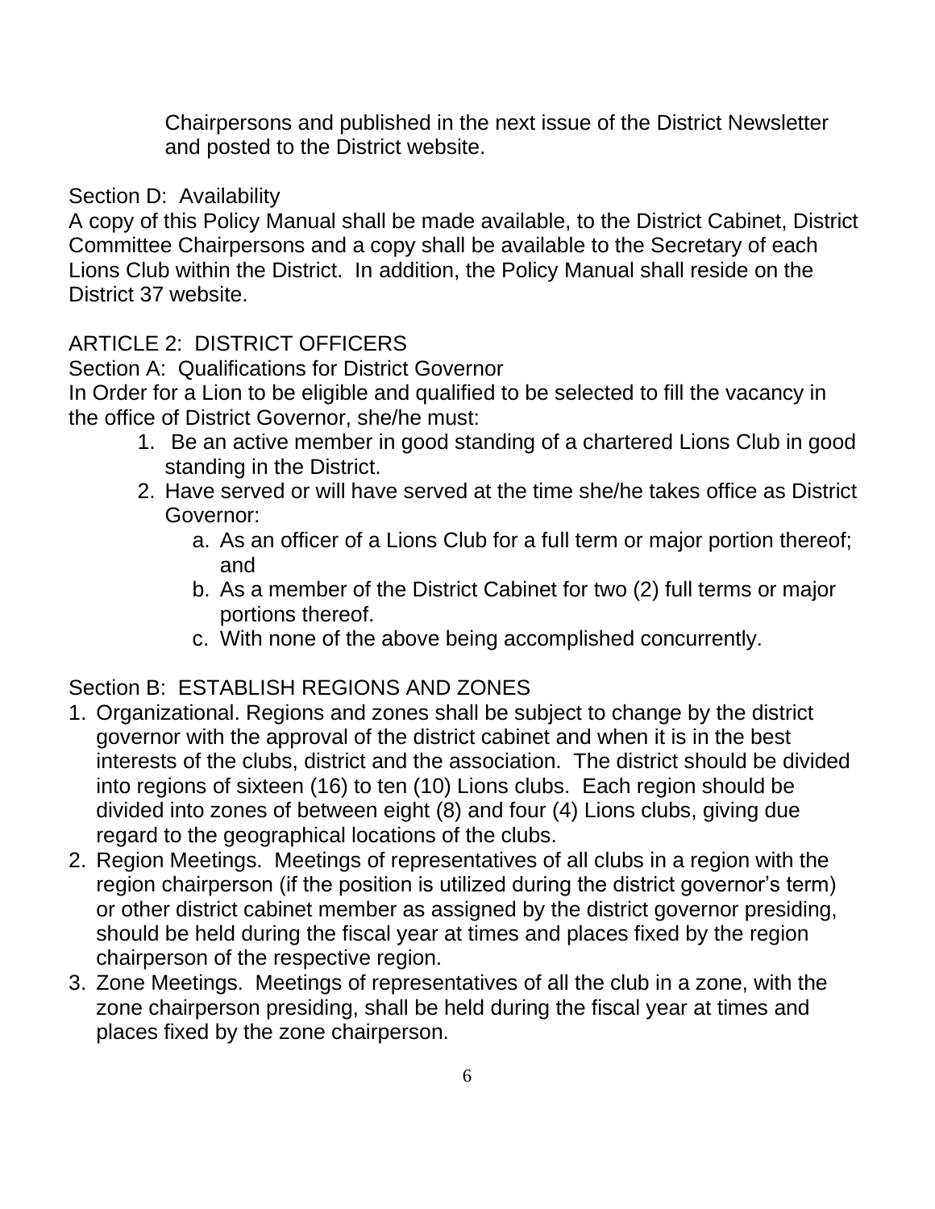Chairpersons and published in the next issue of the District Newsletter and posted to the District website.

Section D: Availability

A copy of this Policy Manual shall be made available, to the District Cabinet, District Committee Chairpersons and a copy shall be available to the Secretary of each Lions Club within the District. In addition, the Policy Manual shall reside on the District 37 website.

## ARTICLE 2: DISTRICT OFFICERS

Section A: Qualifications for District Governor

In Order for a Lion to be eligible and qualified to be selected to fill the vacancy in the office of District Governor, she/he must:

1. Be an active member in good standing of a chartered Lions Club in good standing in the District.
2. Have served or will have served at the time she/he takes office as District Governor:
   a. As an officer of a Lions Club for a full term or major portion thereof; and
   b. As a member of the District Cabinet for two (2) full terms or major portions thereof.
   c. With none of the above being accomplished concurrently.

Section B: ESTABLISH REGIONS AND ZONES

1. Organizational. Regions and zones shall be subject to change by the district governor with the approval of the district cabinet and when it is in the best interests of the clubs, district and the association. The district should be divided into regions of sixteen (16) to ten (10) Lions clubs. Each region should be divided into zones of between eight (8) and four (4) Lions clubs, giving due regard to the geographical locations of the clubs.
2. Region Meetings. Meetings of representatives of all clubs in a region with the region chairperson (if the position is utilized during the district governor's term) or other district cabinet member as assigned by the district governor presiding, should be held during the fiscal year at times and places fixed by the region chairperson of the respective region.
3. Zone Meetings. Meetings of representatives of all the club in a zone, with the zone chairperson presiding, shall be held during the fiscal year at times and places fixed by the zone chairperson.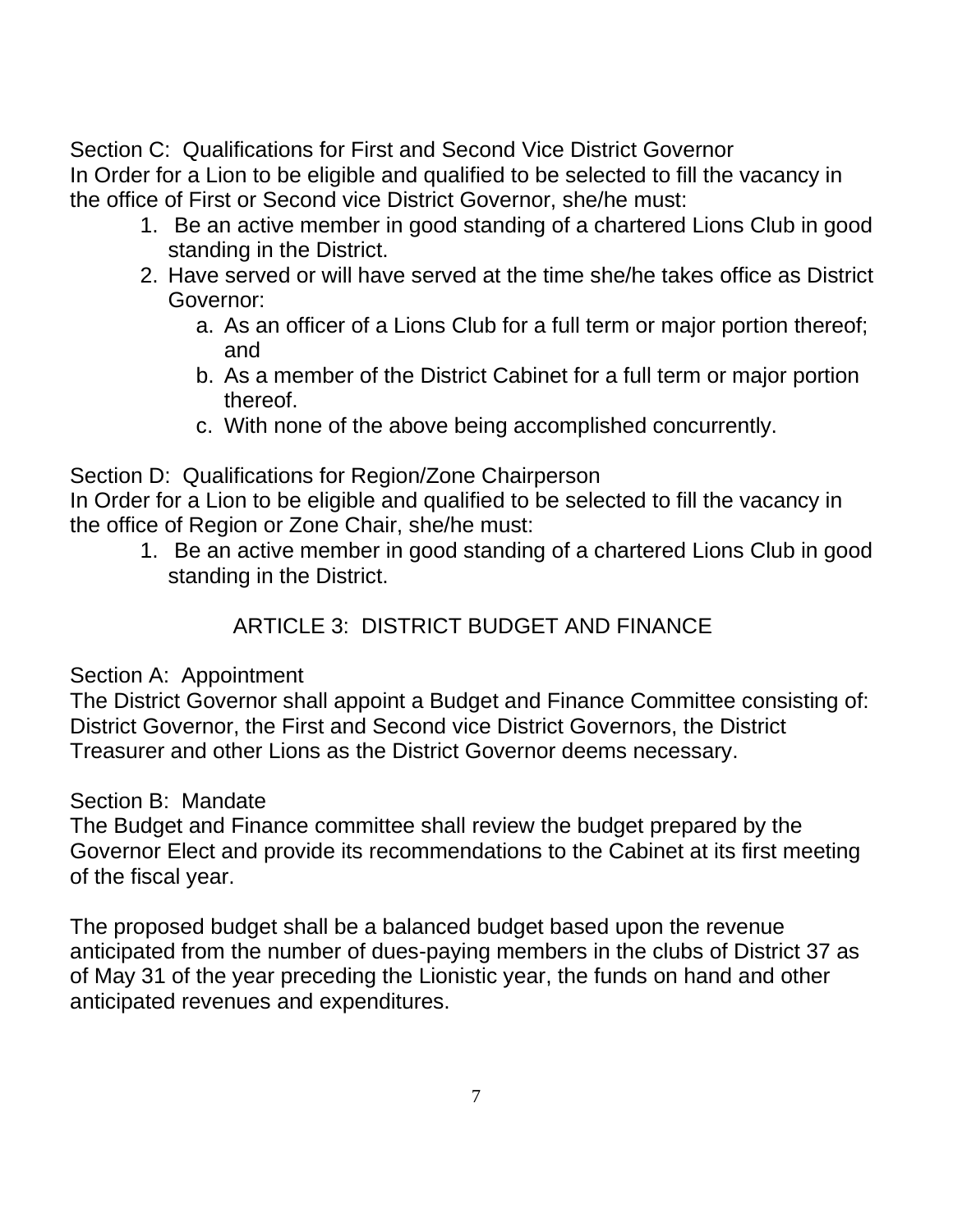Section C: Qualifications for First and Second Vice District Governor

In Order for a Lion to be eligible and qualified to be selected to fill the vacancy in the office of First or Second vice District Governor, she/he must:

1. Be an active member in good standing of a chartered Lions Club in good standing in the District.
2. Have served or will have served at the time she/he takes office as District Governor:
   a. As an officer of a Lions Club for a full term or major portion thereof; and
   b. As a member of the District Cabinet for a full term or major portion thereof.
   c. With none of the above being accomplished concurrently.

Section D: Qualifications for Region/Zone Chairperson

In Order for a Lion to be eligible and qualified to be selected to fill the vacancy in the office of Region or Zone Chair, she/he must:

1. Be an active member in good standing of a chartered Lions Club in good standing in the District.

## ARTICLE 3: DISTRICT BUDGET AND FINANCE

Section A: Appointment

The District Governor shall appoint a Budget and Finance Committee consisting of: District Governor, the First and Second vice District Governors, the District Treasurer and other Lions as the District Governor deems necessary.

Section B: Mandate

The Budget and Finance committee shall review the budget prepared by the Governor Elect and provide its recommendations to the Cabinet at its first meeting of the fiscal year.

The proposed budget shall be a balanced budget based upon the revenue anticipated from the number of dues-paying members in the clubs of District 37 as of May 31 of the year preceding the Lionistic year, the funds on hand and other anticipated revenues and expenditures.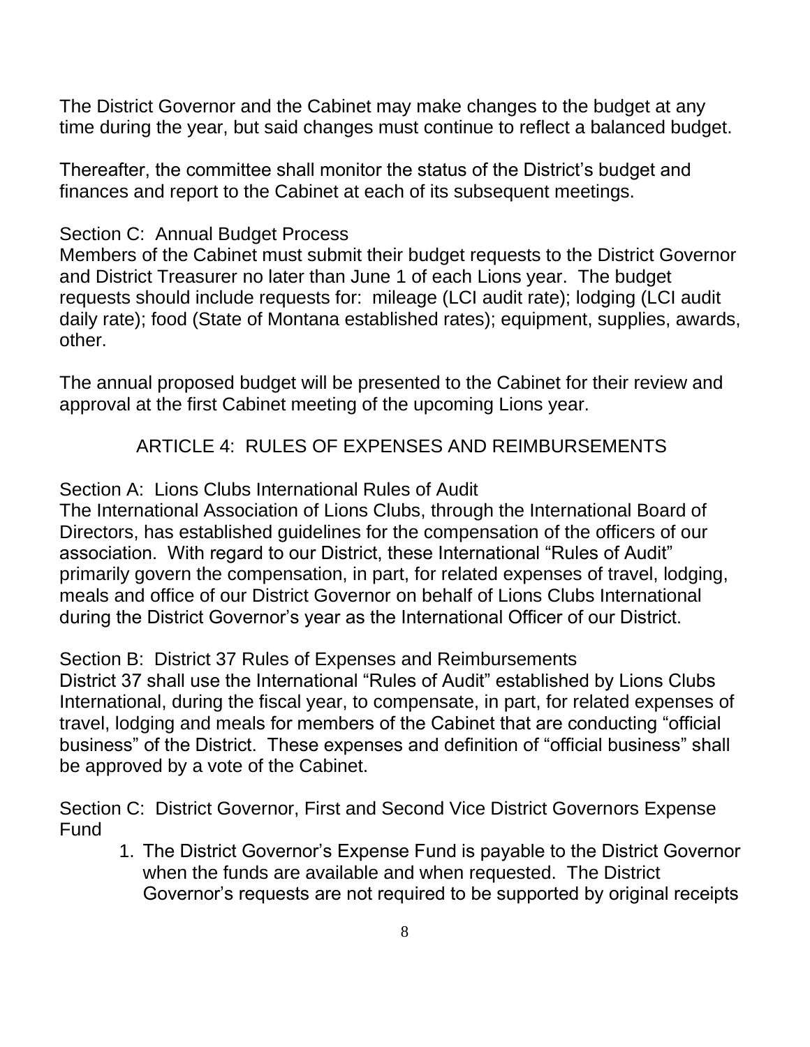The District Governor and the Cabinet may make changes to the budget at any time during the year, but said changes must continue to reflect a balanced budget.

Thereafter, the committee shall monitor the status of the District's budget and finances and report to the Cabinet at each of its subsequent meetings.

Section C: Annual Budget Process
Members of the Cabinet must submit their budget requests to the District Governor and District Treasurer no later than June 1 of each Lions year. The budget requests should include requests for: mileage (LCI audit rate); lodging (LCI audit daily rate); food (State of Montana established rates); equipment, supplies, awards, other.

The annual proposed budget will be presented to the Cabinet for their review and approval at the first Cabinet meeting of the upcoming Lions year.

## ARTICLE 4: RULES OF EXPENSES AND REIMBURSEMENTS

Section A: Lions Clubs International Rules of Audit
The International Association of Lions Clubs, through the International Board of Directors, has established guidelines for the compensation of the officers of our association. With regard to our District, these International "Rules of Audit" primarily govern the compensation, in part, for related expenses of travel, lodging, meals and office of our District Governor on behalf of Lions Clubs International during the District Governor's year as the International Officer of our District.

Section B: District 37 Rules of Expenses and Reimbursements
District 37 shall use the International "Rules of Audit" established by Lions Clubs International, during the fiscal year, to compensate, in part, for related expenses of travel, lodging and meals for members of the Cabinet that are conducting "official business" of the District. These expenses and definition of "official business" shall be approved by a vote of the Cabinet.

Section C: District Governor, First and Second Vice District Governors Expense Fund

1. The District Governor's Expense Fund is payable to the District Governor when the funds are available and when requested. The District Governor's requests are not required to be supported by original receipts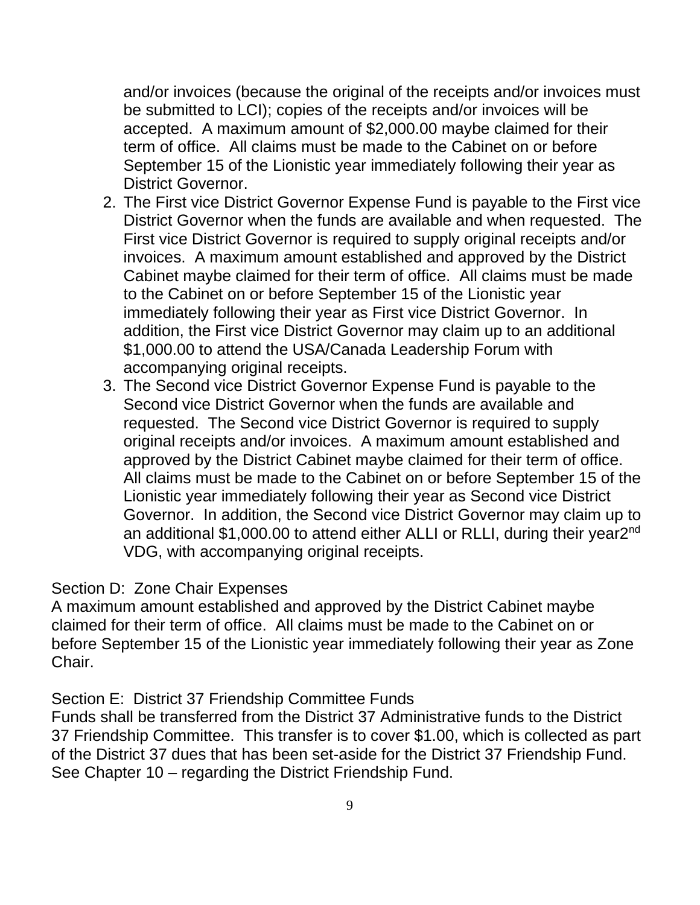and/or invoices (because the original of the receipts and/or invoices must be submitted to LCI); copies of the receipts and/or invoices will be accepted. A maximum amount of $2,000.00 maybe claimed for their term of office. All claims must be made to the Cabinet on or before September 15 of the Lionistic year immediately following their year as District Governor.

2. The First vice District Governor Expense Fund is payable to the First vice District Governor when the funds are available and when requested. The First vice District Governor is required to supply original receipts and/or invoices. A maximum amount established and approved by the District Cabinet maybe claimed for their term of office. All claims must be made to the Cabinet on or before September 15 of the Lionistic year immediately following their year as First vice District Governor. In addition, the First vice District Governor may claim up to an additional $1,000.00 to attend the USA/Canada Leadership Forum with accompanying original receipts.
3. The Second vice District Governor Expense Fund is payable to the Second vice District Governor when the funds are available and requested. The Second vice District Governor is required to supply original receipts and/or invoices. A maximum amount established and approved by the District Cabinet maybe claimed for their term of office. All claims must be made to the Cabinet on or before September 15 of the Lionistic year immediately following their year as Second vice District Governor. In addition, the Second vice District Governor may claim up to an additional $1,000.00 to attend either ALLI or RLLI, during their year2nd VDG, with accompanying original receipts.

Section D: Zone Chair Expenses
A maximum amount established and approved by the District Cabinet maybe claimed for their term of office. All claims must be made to the Cabinet on or before September 15 of the Lionistic year immediately following their year as Zone Chair.

Section E: District 37 Friendship Committee Funds
Funds shall be transferred from the District 37 Administrative funds to the District 37 Friendship Committee. This transfer is to cover $1.00, which is collected as part of the District 37 dues that has been set-aside for the District 37 Friendship Fund. See Chapter 10 – regarding the District Friendship Fund.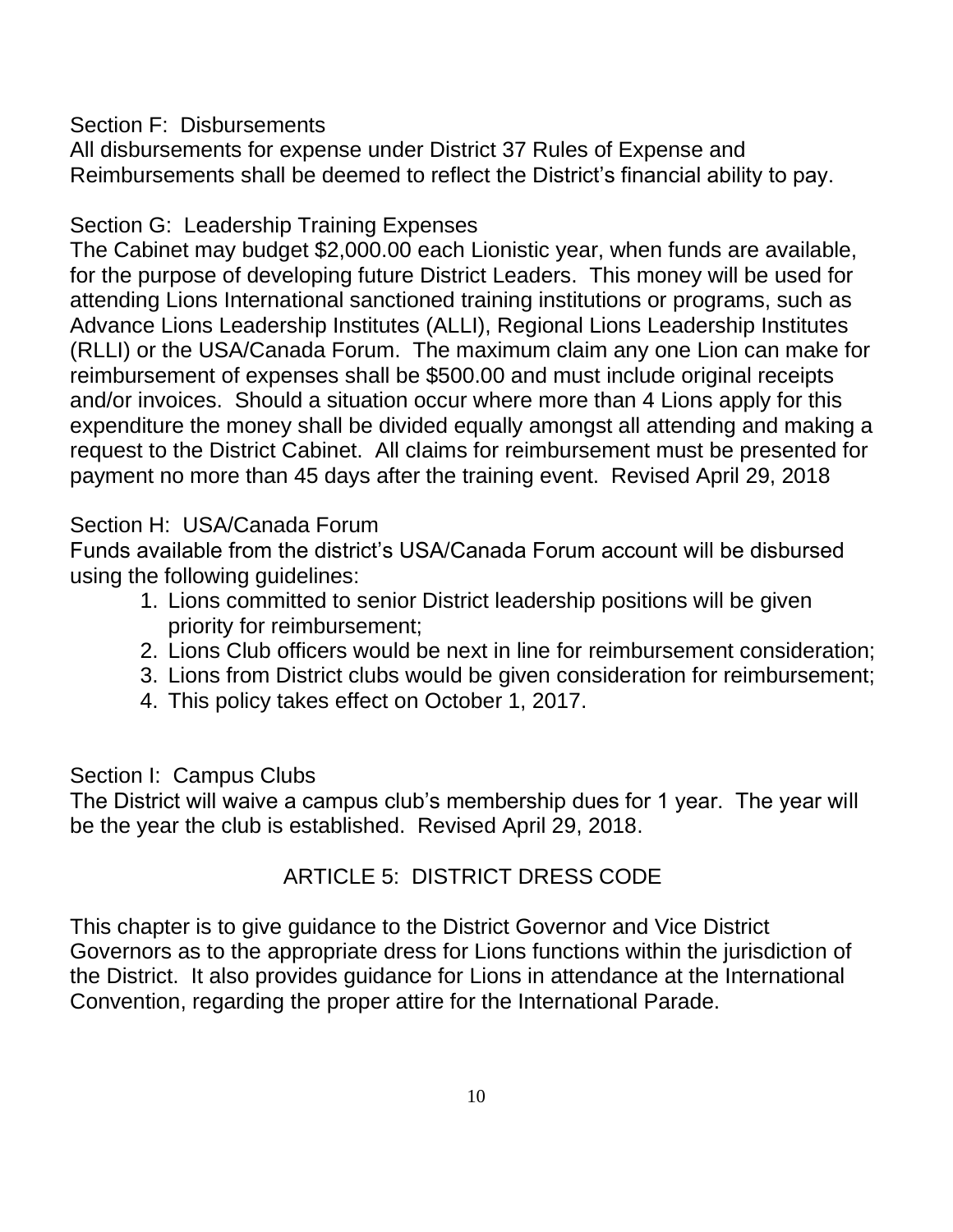Section F: Disbursements

All disbursements for expense under District 37 Rules of Expense and Reimbursements shall be deemed to reflect the District's financial ability to pay.

Section G: Leadership Training Expenses

The Cabinet may budget $2,000.00 each Lionistic year, when funds are available, for the purpose of developing future District Leaders. This money will be used for attending Lions International sanctioned training institutions or programs, such as Advance Lions Leadership Institutes (ALLI), Regional Lions Leadership Institutes (RLLI) or the USA/Canada Forum. The maximum claim any one Lion can make for reimbursement of expenses shall be $500.00 and must include original receipts and/or invoices. Should a situation occur where more than 4 Lions apply for this expenditure the money shall be divided equally amongst all attending and making a request to the District Cabinet. All claims for reimbursement must be presented for payment no more than 45 days after the training event. Revised April 29, 2018

Section H: USA/Canada Forum

Funds available from the district's USA/Canada Forum account will be disbursed using the following guidelines:

1. Lions committed to senior District leadership positions will be given priority for reimbursement;
2. Lions Club officers would be next in line for reimbursement consideration;
3. Lions from District clubs would be given consideration for reimbursement;
4. This policy takes effect on October 1, 2017.

Section I: Campus Clubs

The District will waive a campus club's membership dues for 1 year. The year will be the year the club is established. Revised April 29, 2018.

## ARTICLE 5: DISTRICT DRESS CODE

This chapter is to give guidance to the District Governor and Vice District Governors as to the appropriate dress for Lions functions within the jurisdiction of the District. It also provides guidance for Lions in attendance at the International Convention, regarding the proper attire for the International Parade.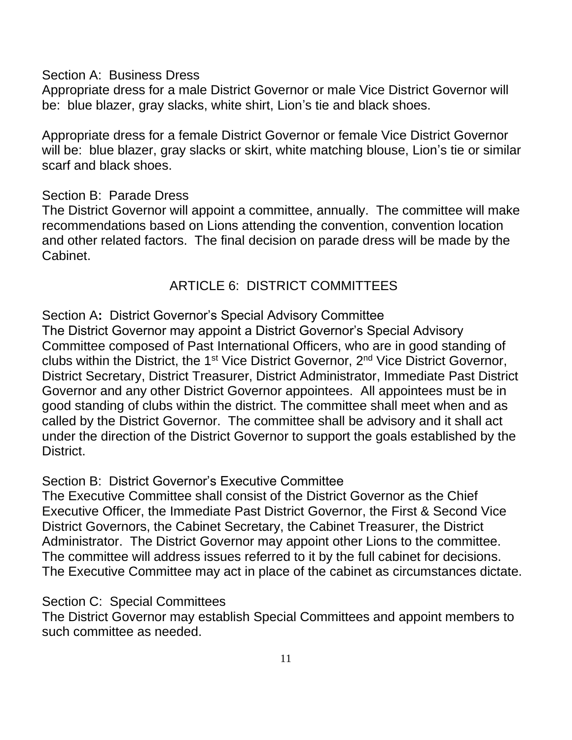Section A: Business Dress

Appropriate dress for a male District Governor or male Vice District Governor will be: blue blazer, gray slacks, white shirt, Lion's tie and black shoes.

Appropriate dress for a female District Governor or female Vice District Governor will be: blue blazer, gray slacks or skirt, white matching blouse, Lion's tie or similar scarf and black shoes.

Section B: Parade Dress

The District Governor will appoint a committee, annually. The committee will make recommendations based on Lions attending the convention, convention location and other related factors. The final decision on parade dress will be made by the Cabinet.

## ARTICLE 6: DISTRICT COMMITTEES

Section A**:** District Governor's Special Advisory Committee

The District Governor may appoint a District Governor's Special Advisory Committee composed of Past International Officers, who are in good standing of clubs within the District, the 1st Vice District Governor, 2nd Vice District Governor, District Secretary, District Treasurer, District Administrator, Immediate Past District Governor and any other District Governor appointees. All appointees must be in good standing of clubs within the district. The committee shall meet when and as called by the District Governor. The committee shall be advisory and it shall act under the direction of the District Governor to support the goals established by the District.

Section B: District Governor's Executive Committee

The Executive Committee shall consist of the District Governor as the Chief Executive Officer, the Immediate Past District Governor, the First & Second Vice District Governors, the Cabinet Secretary, the Cabinet Treasurer, the District Administrator. The District Governor may appoint other Lions to the committee. The committee will address issues referred to it by the full cabinet for decisions. The Executive Committee may act in place of the cabinet as circumstances dictate.

Section C: Special Committees

The District Governor may establish Special Committees and appoint members to such committee as needed.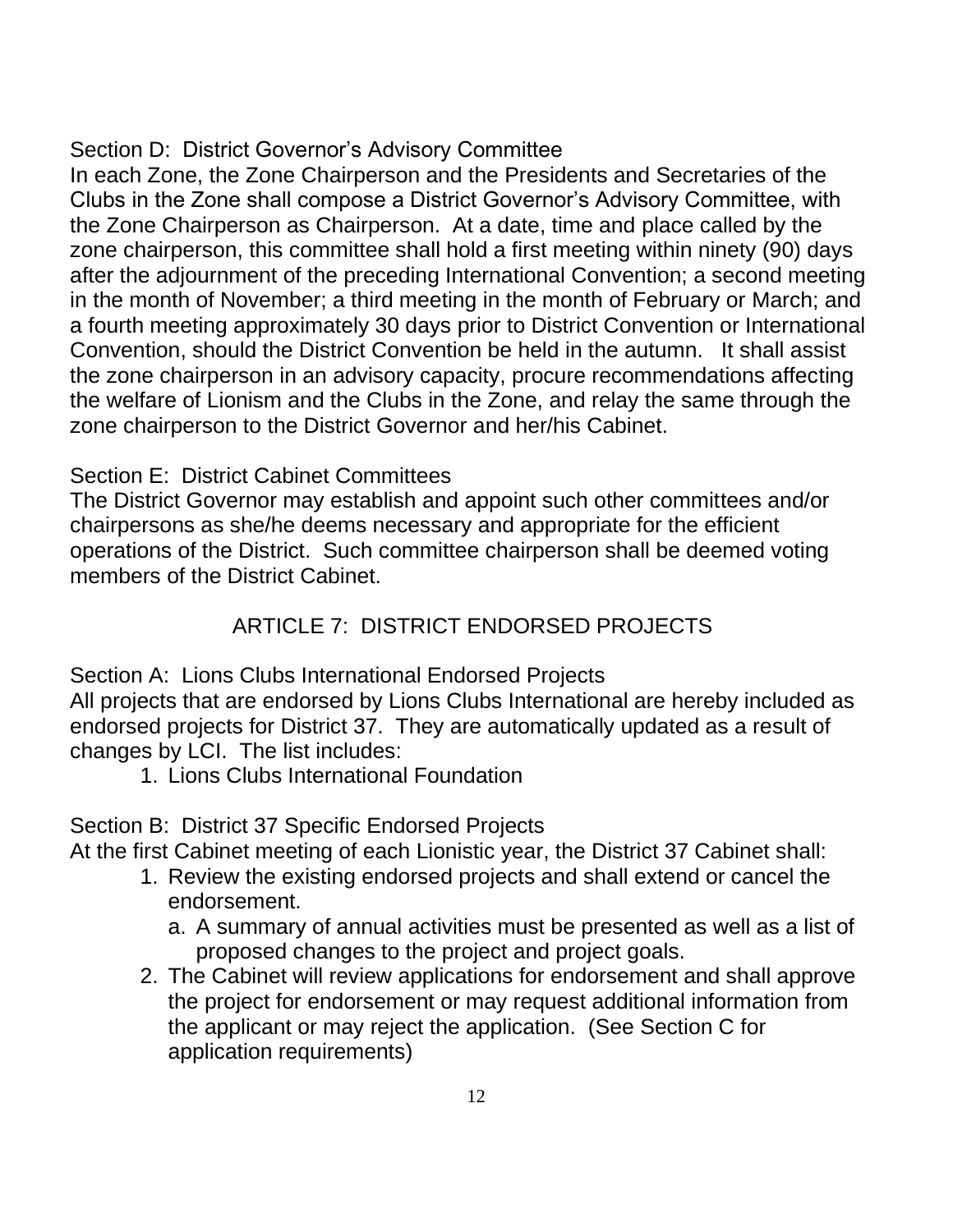### Section D: District Governor's Advisory Committee

In each Zone, the Zone Chairperson and the Presidents and Secretaries of the Clubs in the Zone shall compose a District Governor's Advisory Committee, with the Zone Chairperson as Chairperson. At a date, time and place called by the zone chairperson, this committee shall hold a first meeting within ninety (90) days after the adjournment of the preceding International Convention; a second meeting in the month of November; a third meeting in the month of February or March; and a fourth meeting approximately 30 days prior to District Convention or International Convention, should the District Convention be held in the autumn. It shall assist the zone chairperson in an advisory capacity, procure recommendations affecting the welfare of Lionism and the Clubs in the Zone, and relay the same through the zone chairperson to the District Governor and her/his Cabinet.

### Section E: District Cabinet Committees

The District Governor may establish and appoint such other committees and/or chairpersons as she/he deems necessary and appropriate for the efficient operations of the District. Such committee chairperson shall be deemed voting members of the District Cabinet.

## ARTICLE 7: DISTRICT ENDORSED PROJECTS

### Section A: Lions Clubs International Endorsed Projects

All projects that are endorsed by Lions Clubs International are hereby included as endorsed projects for District 37. They are automatically updated as a result of changes by LCI. The list includes:

1. Lions Clubs International Foundation

### Section B: District 37 Specific Endorsed Projects

At the first Cabinet meeting of each Lionistic year, the District 37 Cabinet shall:

1. Review the existing endorsed projects and shall extend or cancel the endorsement.
   a. A summary of annual activities must be presented as well as a list of proposed changes to the project and project goals.
2. The Cabinet will review applications for endorsement and shall approve the project for endorsement or may request additional information from the applicant or may reject the application. (See Section C for application requirements)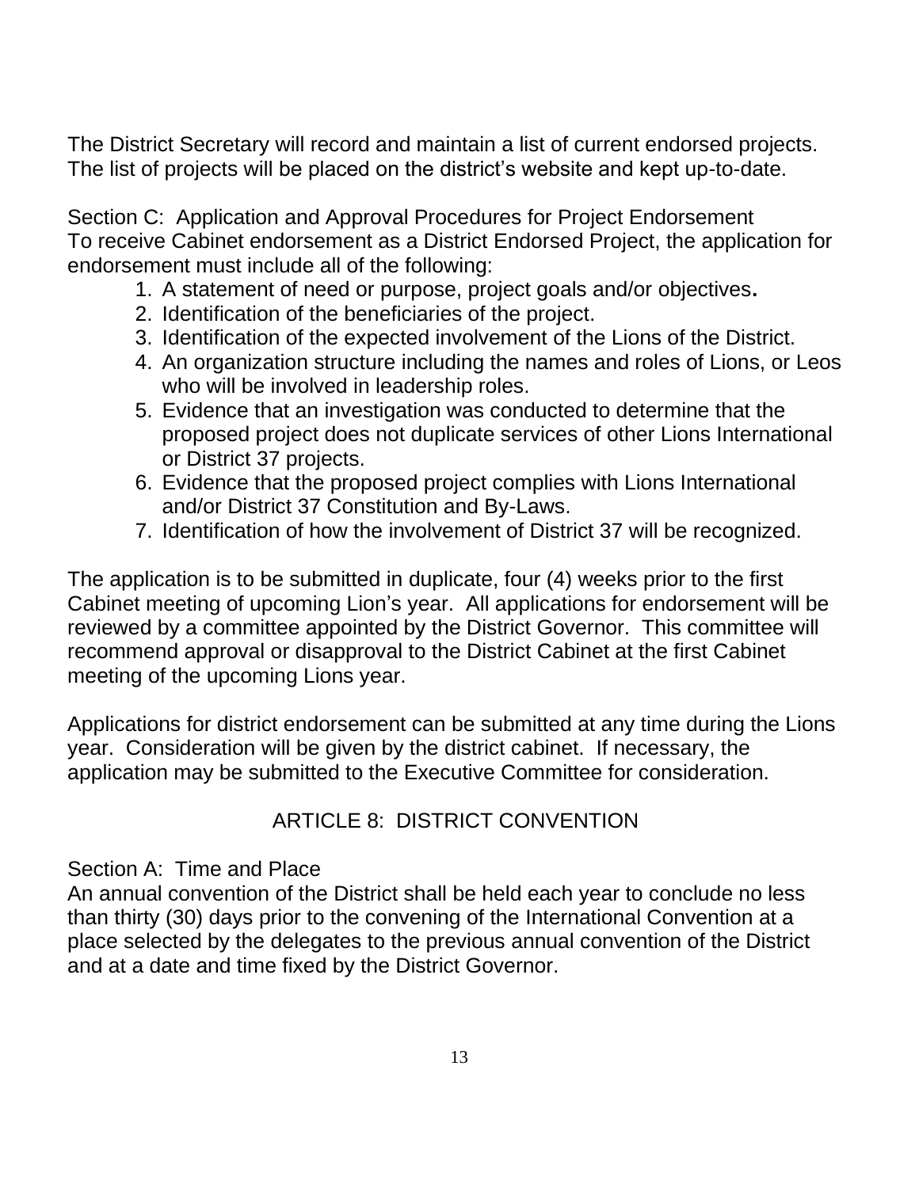The District Secretary will record and maintain a list of current endorsed projects. The list of projects will be placed on the district's website and kept up-to-date.

Section C: Application and Approval Procedures for Project Endorsement
To receive Cabinet endorsement as a District Endorsed Project, the application for endorsement must include all of the following:

1. A statement of need or purpose, project goals and/or objectives**.**
2. Identification of the beneficiaries of the project.
3. Identification of the expected involvement of the Lions of the District.
4. An organization structure including the names and roles of Lions, or Leos who will be involved in leadership roles.
5. Evidence that an investigation was conducted to determine that the proposed project does not duplicate services of other Lions International or District 37 projects.
6. Evidence that the proposed project complies with Lions International and/or District 37 Constitution and By-Laws.
7. Identification of how the involvement of District 37 will be recognized.

The application is to be submitted in duplicate, four (4) weeks prior to the first Cabinet meeting of upcoming Lion's year. All applications for endorsement will be reviewed by a committee appointed by the District Governor. This committee will recommend approval or disapproval to the District Cabinet at the first Cabinet meeting of the upcoming Lions year.

Applications for district endorsement can be submitted at any time during the Lions year. Consideration will be given by the district cabinet. If necessary, the application may be submitted to the Executive Committee for consideration.

## ARTICLE 8: DISTRICT CONVENTION

Section A: Time and Place
An annual convention of the District shall be held each year to conclude no less than thirty (30) days prior to the convening of the International Convention at a place selected by the delegates to the previous annual convention of the District and at a date and time fixed by the District Governor.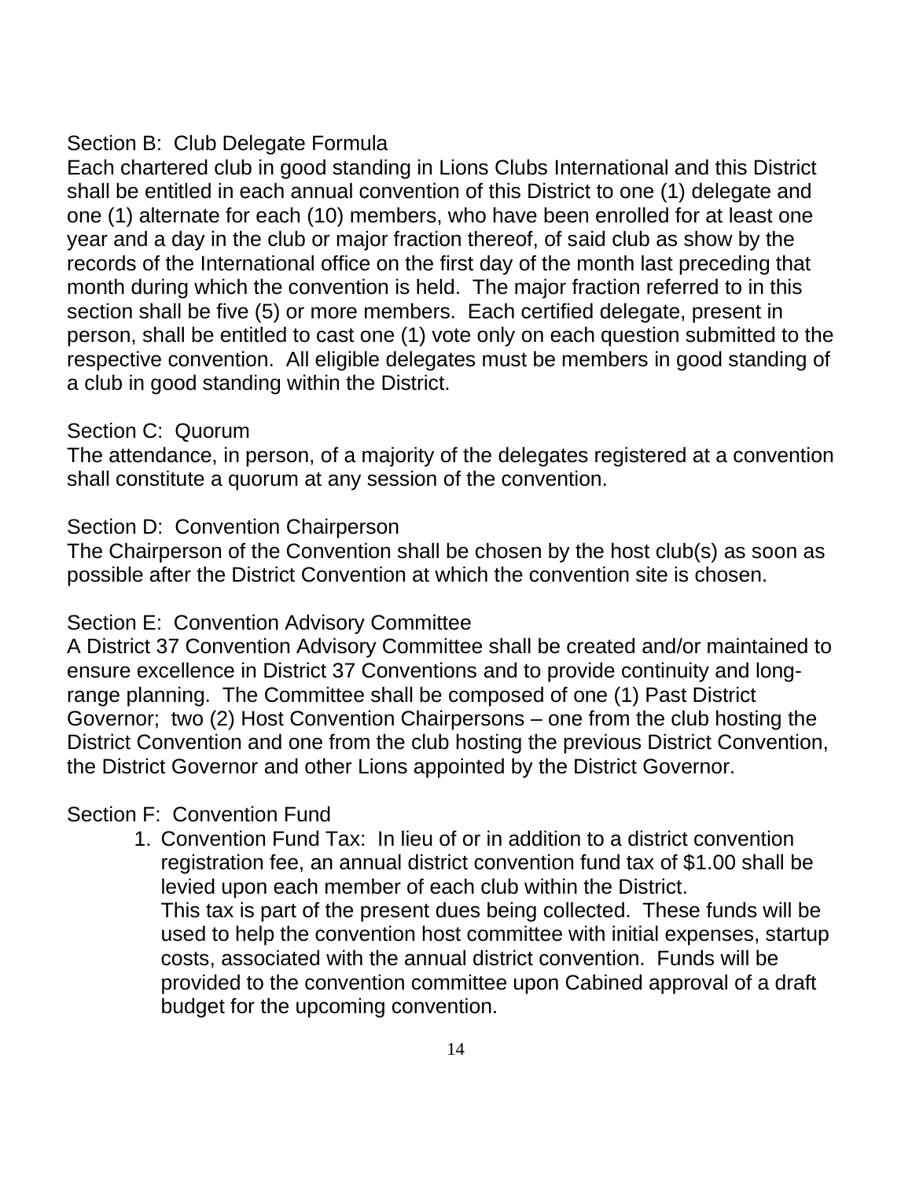Section B: Club Delegate Formula

Each chartered club in good standing in Lions Clubs International and this District shall be entitled in each annual convention of this District to one (1) delegate and one (1) alternate for each (10) members, who have been enrolled for at least one year and a day in the club or major fraction thereof, of said club as show by the records of the International office on the first day of the month last preceding that month during which the convention is held. The major fraction referred to in this section shall be five (5) or more members. Each certified delegate, present in person, shall be entitled to cast one (1) vote only on each question submitted to the respective convention. All eligible delegates must be members in good standing of a club in good standing within the District.

Section C: Quorum

The attendance, in person, of a majority of the delegates registered at a convention shall constitute a quorum at any session of the convention.

Section D: Convention Chairperson

The Chairperson of the Convention shall be chosen by the host club(s) as soon as possible after the District Convention at which the convention site is chosen.

Section E: Convention Advisory Committee

A District 37 Convention Advisory Committee shall be created and/or maintained to ensure excellence in District 37 Conventions and to provide continuity and long-range planning. The Committee shall be composed of one (1) Past District Governor; two (2) Host Convention Chairpersons – one from the club hosting the District Convention and one from the club hosting the previous District Convention, the District Governor and other Lions appointed by the District Governor.

Section F: Convention Fund

1. Convention Fund Tax: In lieu of or in addition to a district convention registration fee, an annual district convention fund tax of $1.00 shall be levied upon each member of each club within the District.
   This tax is part of the present dues being collected. These funds will be used to help the convention host committee with initial expenses, startup costs, associated with the annual district convention. Funds will be provided to the convention committee upon Cabined approval of a draft budget for the upcoming convention.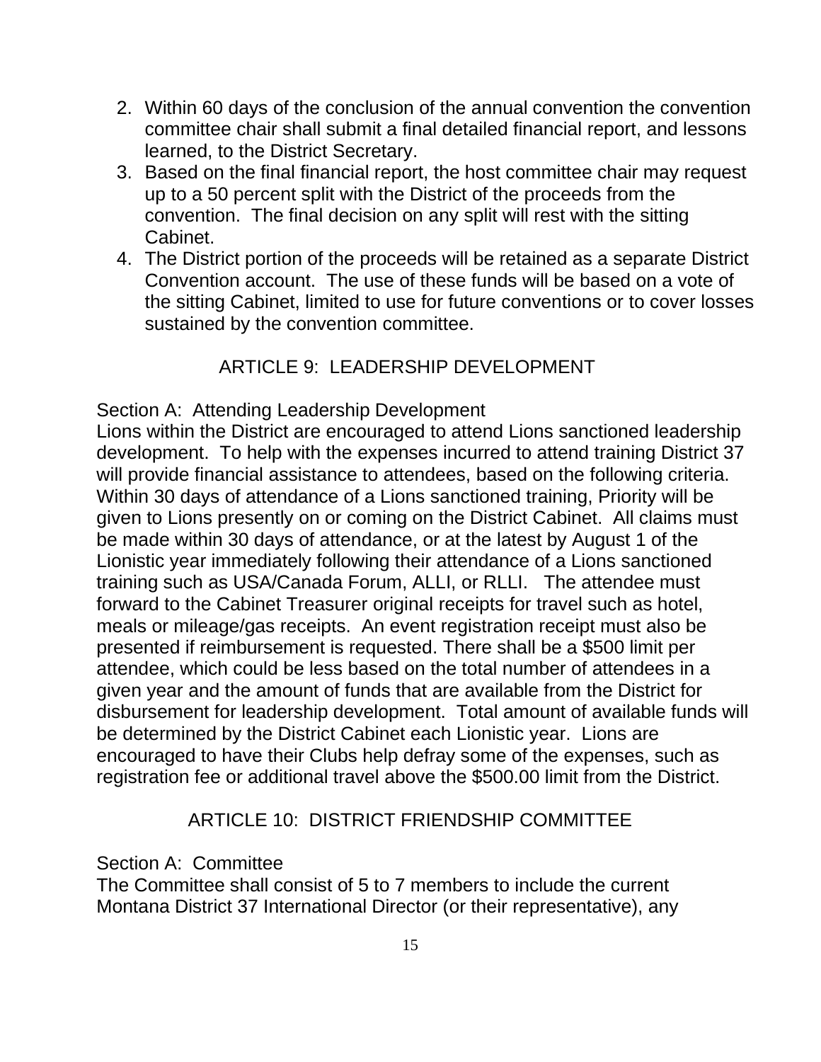2. Within 60 days of the conclusion of the annual convention the convention committee chair shall submit a final detailed financial report, and lessons learned, to the District Secretary.
3. Based on the final financial report, the host committee chair may request up to a 50 percent split with the District of the proceeds from the convention. The final decision on any split will rest with the sitting Cabinet.
4. The District portion of the proceeds will be retained as a separate District Convention account. The use of these funds will be based on a vote of the sitting Cabinet, limited to use for future conventions or to cover losses sustained by the convention committee.

## ARTICLE 9: LEADERSHIP DEVELOPMENT

Section A: Attending Leadership Development

Lions within the District are encouraged to attend Lions sanctioned leadership development. To help with the expenses incurred to attend training District 37 will provide financial assistance to attendees, based on the following criteria. Within 30 days of attendance of a Lions sanctioned training, Priority will be given to Lions presently on or coming on the District Cabinet. All claims must be made within 30 days of attendance, or at the latest by August 1 of the Lionistic year immediately following their attendance of a Lions sanctioned training such as USA/Canada Forum, ALLI, or RLLI. The attendee must forward to the Cabinet Treasurer original receipts for travel such as hotel, meals or mileage/gas receipts. An event registration receipt must also be presented if reimbursement is requested. There shall be a $500 limit per attendee, which could be less based on the total number of attendees in a given year and the amount of funds that are available from the District for disbursement for leadership development. Total amount of available funds will be determined by the District Cabinet each Lionistic year. Lions are encouraged to have their Clubs help defray some of the expenses, such as registration fee or additional travel above the $500.00 limit from the District.

## ARTICLE 10: DISTRICT FRIENDSHIP COMMITTEE

Section A: Committee

The Committee shall consist of 5 to 7 members to include the current Montana District 37 International Director (or their representative), any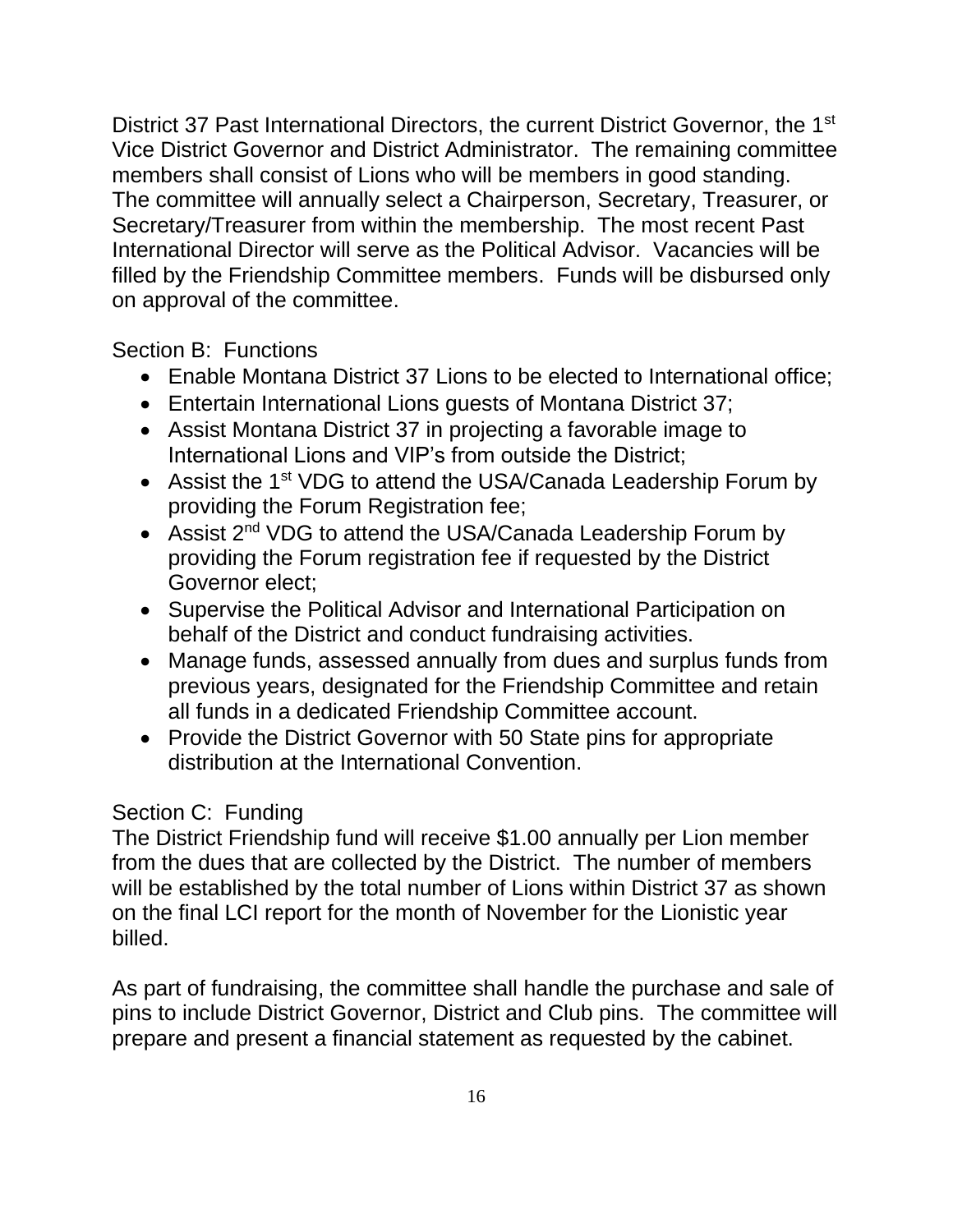District 37 Past International Directors, the current District Governor, the 1st Vice District Governor and District Administrator. The remaining committee members shall consist of Lions who will be members in good standing. The committee will annually select a Chairperson, Secretary, Treasurer, or Secretary/Treasurer from within the membership. The most recent Past International Director will serve as the Political Advisor. Vacancies will be filled by the Friendship Committee members. Funds will be disbursed only on approval of the committee.

Section B: Functions

- Enable Montana District 37 Lions to be elected to International office;
- Entertain International Lions guests of Montana District 37;
- Assist Montana District 37 in projecting a favorable image to International Lions and VIP's from outside the District;
- Assist the 1st VDG to attend the USA/Canada Leadership Forum by providing the Forum Registration fee;
- Assist 2nd VDG to attend the USA/Canada Leadership Forum by providing the Forum registration fee if requested by the District Governor elect;
- Supervise the Political Advisor and International Participation on behalf of the District and conduct fundraising activities.
- Manage funds, assessed annually from dues and surplus funds from previous years, designated for the Friendship Committee and retain all funds in a dedicated Friendship Committee account.
- Provide the District Governor with 50 State pins for appropriate distribution at the International Convention.

Section C: Funding

The District Friendship fund will receive $1.00 annually per Lion member from the dues that are collected by the District. The number of members will be established by the total number of Lions within District 37 as shown on the final LCI report for the month of November for the Lionistic year billed.

As part of fundraising, the committee shall handle the purchase and sale of pins to include District Governor, District and Club pins. The committee will prepare and present a financial statement as requested by the cabinet.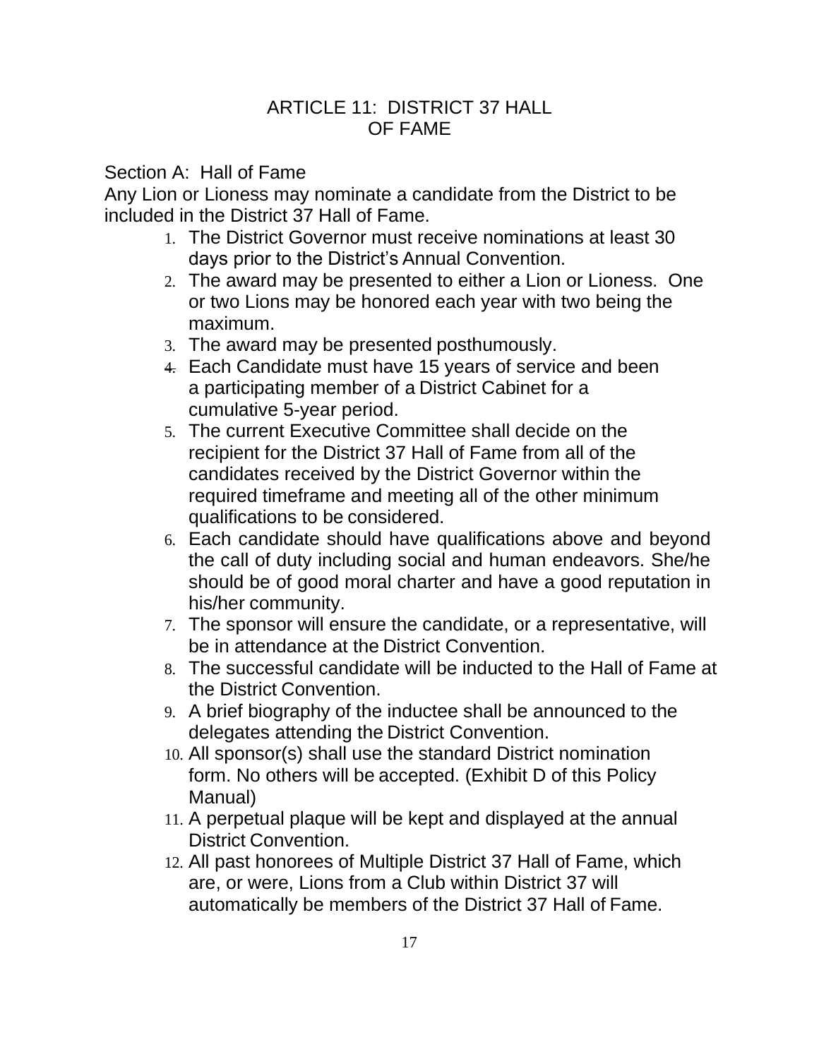# ARTICLE 11: DISTRICT 37 HALL OF FAME

## Section A: Hall of Fame

Any Lion or Lioness may nominate a candidate from the District to be included in the District 37 Hall of Fame.

1. The District Governor must receive nominations at least 30 days prior to the District's Annual Convention.
2. The award may be presented to either a Lion or Lioness. One or two Lions may be honored each year with two being the maximum.
3. The award may be presented posthumously.
4. Each Candidate must have 15 years of service and been a participating member of a District Cabinet for a cumulative 5-year period.
5. The current Executive Committee shall decide on the recipient for the District 37 Hall of Fame from all of the candidates received by the District Governor within the required timeframe and meeting all of the other minimum qualifications to be considered.
6. Each candidate should have qualifications above and beyond the call of duty including social and human endeavors. She/he should be of good moral charter and have a good reputation in his/her community.
7. The sponsor will ensure the candidate, or a representative, will be in attendance at the District Convention.
8. The successful candidate will be inducted to the Hall of Fame at the District Convention.
9. A brief biography of the inductee shall be announced to the delegates attending the District Convention.
10. All sponsor(s) shall use the standard District nomination form. No others will be accepted. (Exhibit D of this Policy Manual)
11. A perpetual plaque will be kept and displayed at the annual District Convention.
12. All past honorees of Multiple District 37 Hall of Fame, which are, or were, Lions from a Club within District 37 will automatically be members of the District 37 Hall of Fame.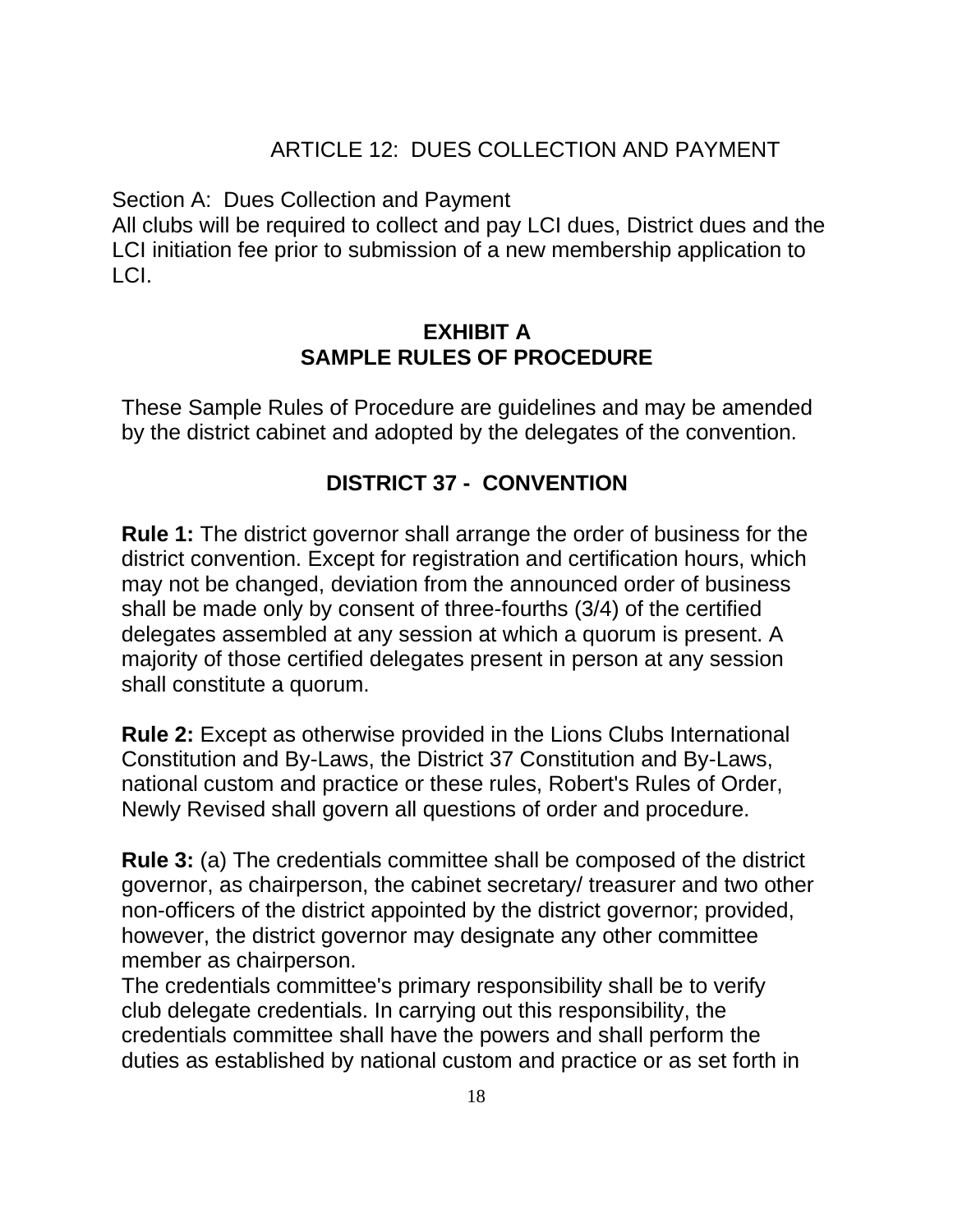## ARTICLE 12: DUES COLLECTION AND PAYMENT

Section A: Dues Collection and Payment
All clubs will be required to collect and pay LCI dues, District dues and the LCI initiation fee prior to submission of a new membership application to LCI.

## EXHIBIT A
## SAMPLE RULES OF PROCEDURE

These Sample Rules of Procedure are guidelines and may be amended by the district cabinet and adopted by the delegates of the convention.

### DISTRICT 37 - CONVENTION

**Rule 1:** The district governor shall arrange the order of business for the district convention. Except for registration and certification hours, which may not be changed, deviation from the announced order of business shall be made only by consent of three-fourths (3/4) of the certified delegates assembled at any session at which a quorum is present. A majority of those certified delegates present in person at any session shall constitute a quorum.

**Rule 2:** Except as otherwise provided in the Lions Clubs International Constitution and By-Laws, the District 37 Constitution and By-Laws, national custom and practice or these rules, Robert's Rules of Order, Newly Revised shall govern all questions of order and procedure.

**Rule 3:** (a) The credentials committee shall be composed of the district governor, as chairperson, the cabinet secretary/ treasurer and two other non-officers of the district appointed by the district governor; provided, however, the district governor may designate any other committee member as chairperson.
The credentials committee's primary responsibility shall be to verify club delegate credentials. In carrying out this responsibility, the credentials committee shall have the powers and shall perform the duties as established by national custom and practice or as set forth in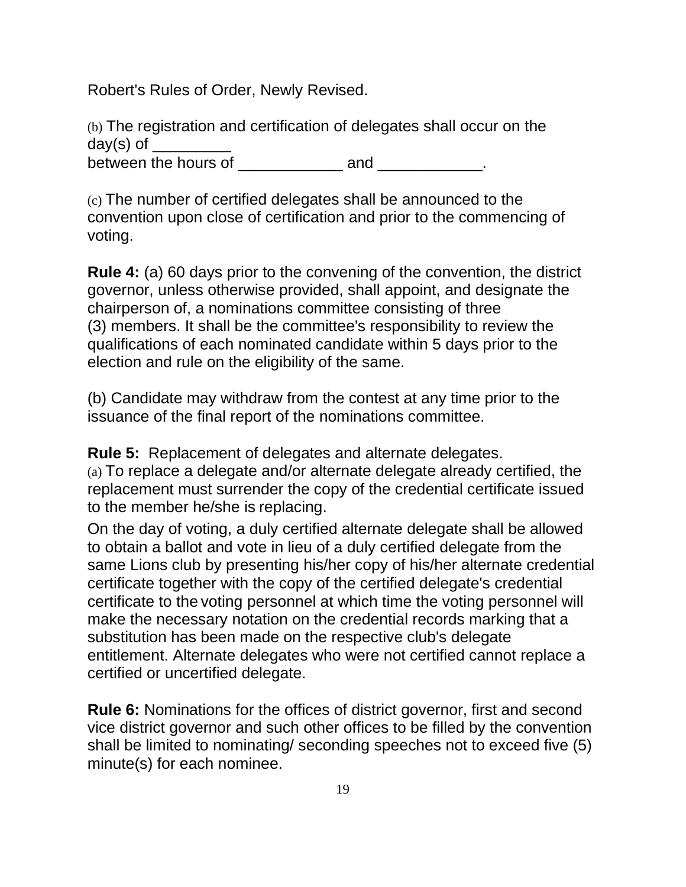Robert's Rules of Order, Newly Revised.

(b) The registration and certification of delegates shall occur on the day(s) of _________
between the hours of ____________ and ____________.

(c) The number of certified delegates shall be announced to the convention upon close of certification and prior to the commencing of voting.

**Rule 4:** (a) 60 days prior to the convening of the convention, the district governor, unless otherwise provided, shall appoint, and designate the chairperson of, a nominations committee consisting of three (3) members. It shall be the committee's responsibility to review the qualifications of each nominated candidate within 5 days prior to the election and rule on the eligibility of the same.

(b) Candidate may withdraw from the contest at any time prior to the issuance of the final report of the nominations committee.

**Rule 5:** Replacement of delegates and alternate delegates.
(a) To replace a delegate and/or alternate delegate already certified, the replacement must surrender the copy of the credential certificate issued to the member he/she is replacing.

On the day of voting, a duly certified alternate delegate shall be allowed to obtain a ballot and vote in lieu of a duly certified delegate from the same Lions club by presenting his/her copy of his/her alternate credential certificate together with the copy of the certified delegate's credential certificate to the voting personnel at which time the voting personnel will make the necessary notation on the credential records marking that a substitution has been made on the respective club's delegate entitlement. Alternate delegates who were not certified cannot replace a certified or uncertified delegate.

**Rule 6:** Nominations for the offices of district governor, first and second vice district governor and such other offices to be filled by the convention shall be limited to nominating/ seconding speeches not to exceed five (5) minute(s) for each nominee.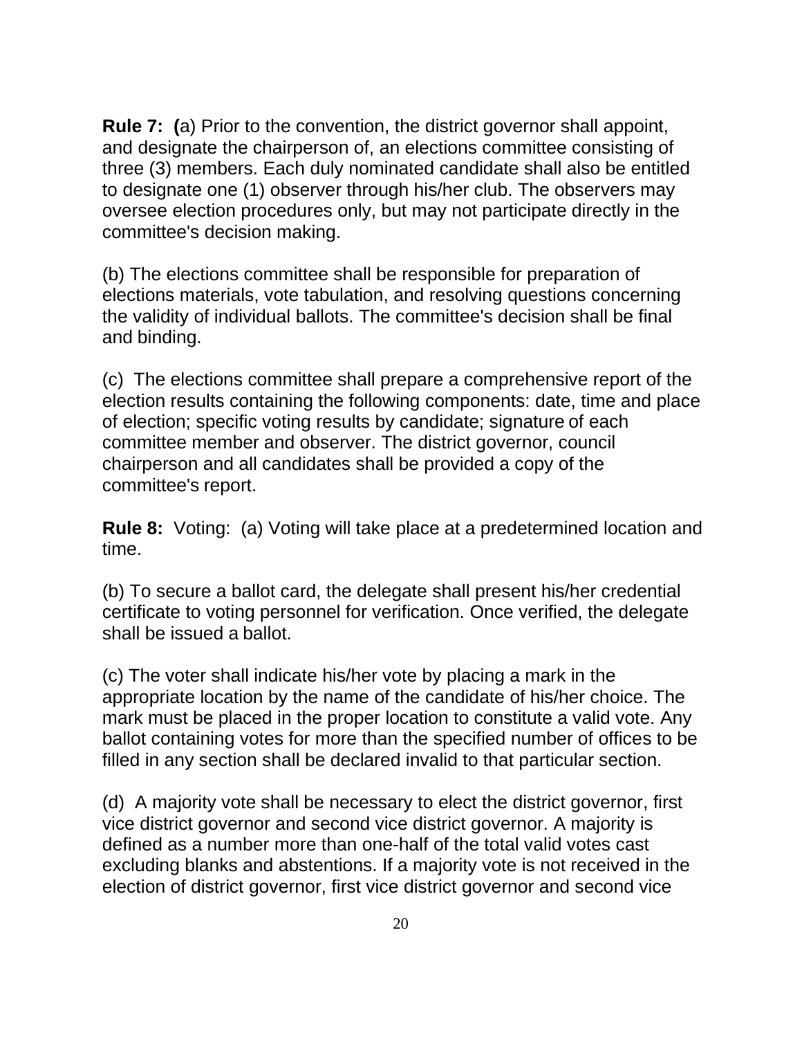**Rule 7: (**a) Prior to the convention, the district governor shall appoint, and designate the chairperson of, an elections committee consisting of three (3) members. Each duly nominated candidate shall also be entitled to designate one (1) observer through his/her club. The observers may oversee election procedures only, but may not participate directly in the committee's decision making.

(b) The elections committee shall be responsible for preparation of elections materials, vote tabulation, and resolving questions concerning the validity of individual ballots. The committee's decision shall be final and binding.

(c) The elections committee shall prepare a comprehensive report of the election results containing the following components: date, time and place of election; specific voting results by candidate; signature of each committee member and observer. The district governor, council chairperson and all candidates shall be provided a copy of the committee's report.

**Rule 8:** Voting: (a) Voting will take place at a predetermined location and time.

(b) To secure a ballot card, the delegate shall present his/her credential certificate to voting personnel for verification. Once verified, the delegate shall be issued a ballot.

(c) The voter shall indicate his/her vote by placing a mark in the appropriate location by the name of the candidate of his/her choice. The mark must be placed in the proper location to constitute a valid vote. Any ballot containing votes for more than the specified number of offices to be filled in any section shall be declared invalid to that particular section.

(d) A majority vote shall be necessary to elect the district governor, first vice district governor and second vice district governor. A majority is defined as a number more than one-half of the total valid votes cast excluding blanks and abstentions. If a majority vote is not received in the election of district governor, first vice district governor and second vice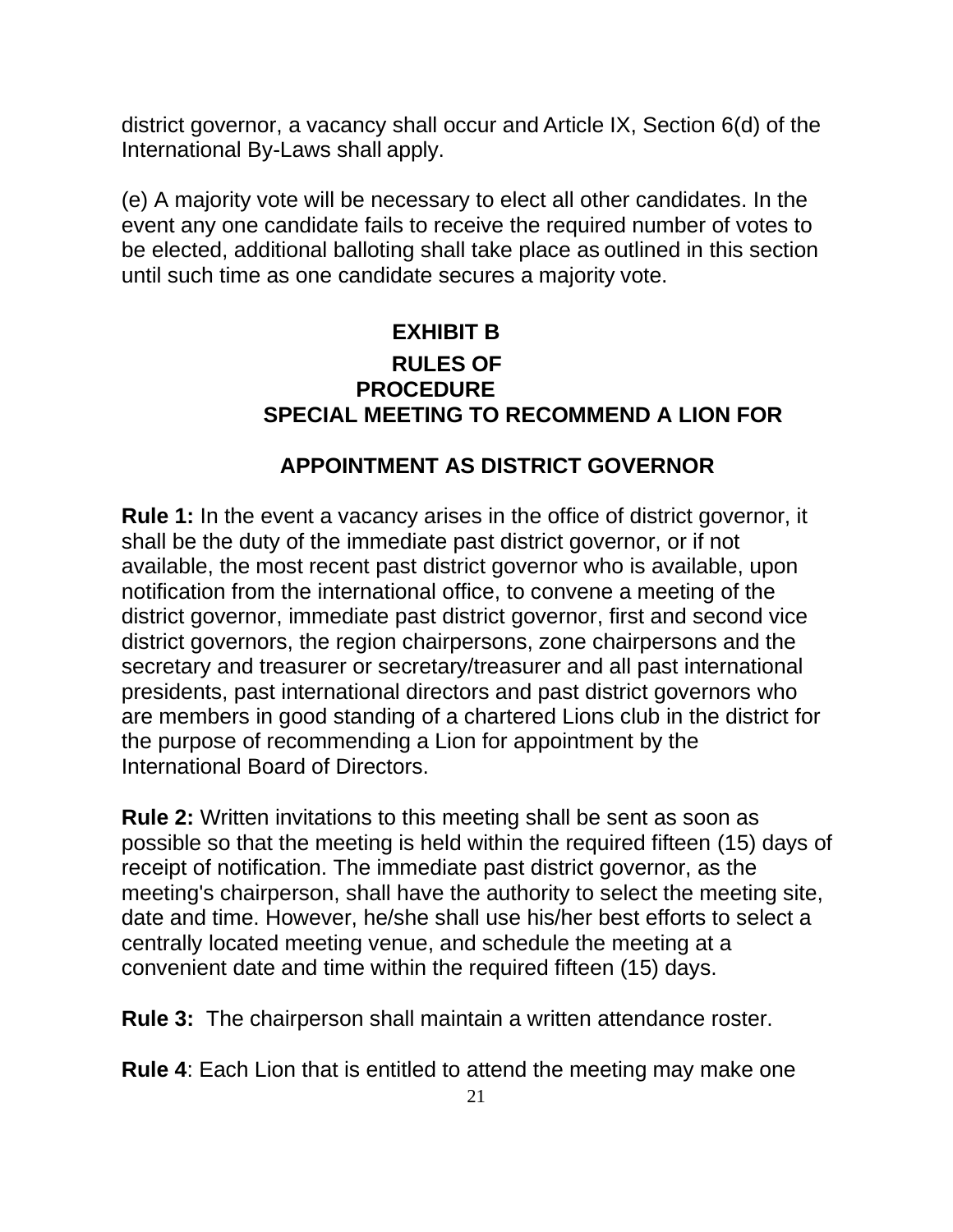district governor, a vacancy shall occur and Article IX, Section 6(d) of the International By-Laws shall apply.

(e) A majority vote will be necessary to elect all other candidates. In the event any one candidate fails to receive the required number of votes to be elected, additional balloting shall take place as outlined in this section until such time as one candidate secures a majority vote.

## EXHIBIT B

## RULES OF PROCEDURE

## SPECIAL MEETING TO RECOMMEND A LION FOR APPOINTMENT AS DISTRICT GOVERNOR

**Rule 1:** In the event a vacancy arises in the office of district governor, it shall be the duty of the immediate past district governor, or if not available, the most recent past district governor who is available, upon notification from the international office, to convene a meeting of the district governor, immediate past district governor, first and second vice district governors, the region chairpersons, zone chairpersons and the secretary and treasurer or secretary/treasurer and all past international presidents, past international directors and past district governors who are members in good standing of a chartered Lions club in the district for the purpose of recommending a Lion for appointment by the International Board of Directors.

**Rule 2:** Written invitations to this meeting shall be sent as soon as possible so that the meeting is held within the required fifteen (15) days of receipt of notification. The immediate past district governor, as the meeting's chairperson, shall have the authority to select the meeting site, date and time. However, he/she shall use his/her best efforts to select a centrally located meeting venue, and schedule the meeting at a convenient date and time within the required fifteen (15) days.

**Rule 3:** The chairperson shall maintain a written attendance roster.

**Rule 4**: Each Lion that is entitled to attend the meeting may make one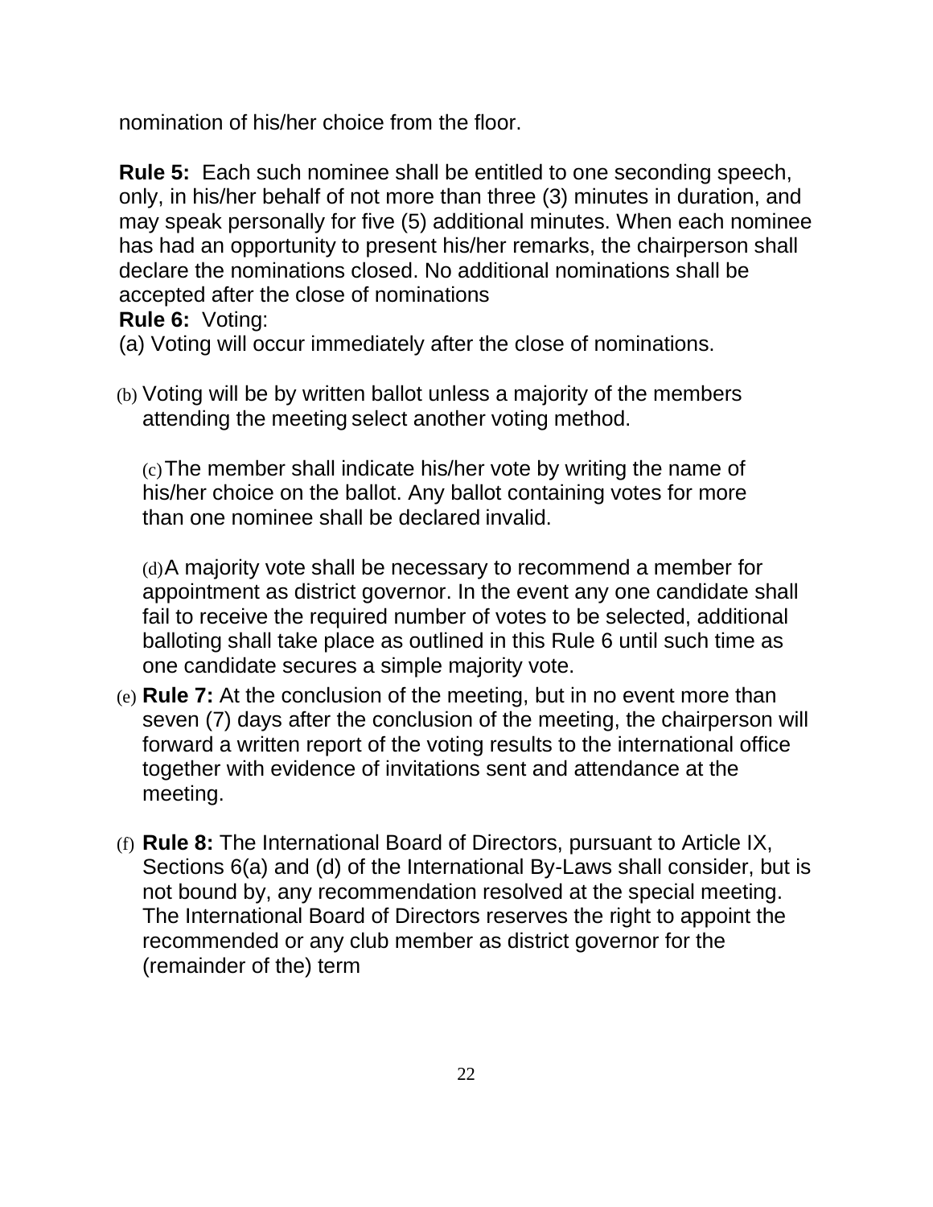nomination of his/her choice from the floor.

**Rule 5:** Each such nominee shall be entitled to one seconding speech, only, in his/her behalf of not more than three (3) minutes in duration, and may speak personally for five (5) additional minutes. When each nominee has had an opportunity to present his/her remarks, the chairperson shall declare the nominations closed. No additional nominations shall be accepted after the close of nominations

**Rule 6:** Voting:

(a) Voting will occur immediately after the close of nominations.

(b) Voting will be by written ballot unless a majority of the members attending the meeting select another voting method.

(c) The member shall indicate his/her vote by writing the name of his/her choice on the ballot. Any ballot containing votes for more than one nominee shall be declared invalid.

(d) A majority vote shall be necessary to recommend a member for appointment as district governor. In the event any one candidate shall fail to receive the required number of votes to be selected, additional balloting shall take place as outlined in this Rule 6 until such time as one candidate secures a simple majority vote.

(e) **Rule 7:** At the conclusion of the meeting, but in no event more than seven (7) days after the conclusion of the meeting, the chairperson will forward a written report of the voting results to the international office together with evidence of invitations sent and attendance at the meeting.

(f) **Rule 8:** The International Board of Directors, pursuant to Article IX, Sections 6(a) and (d) of the International By-Laws shall consider, but is not bound by, any recommendation resolved at the special meeting. The International Board of Directors reserves the right to appoint the recommended or any club member as district governor for the (remainder of the) term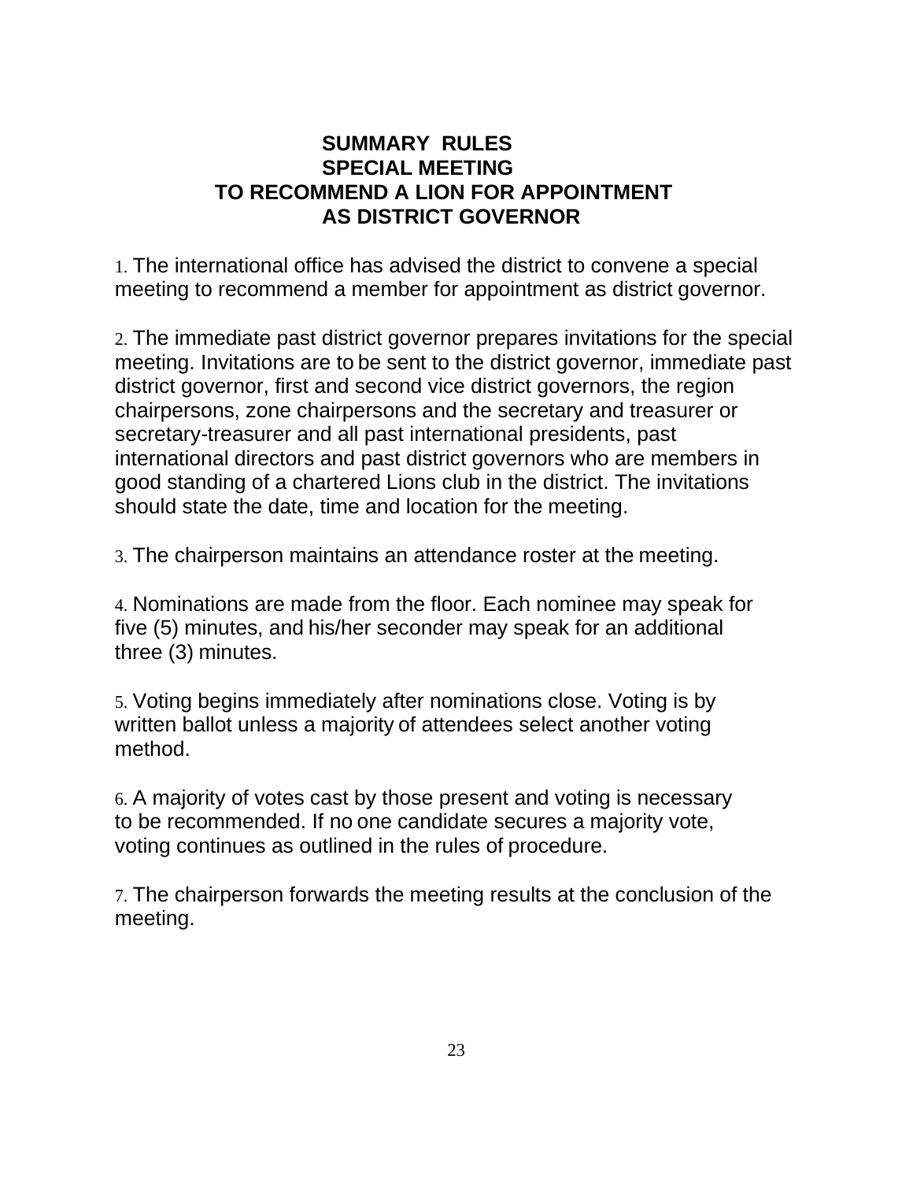# SUMMARY RULES
# SPECIAL MEETING
# TO RECOMMEND A LION FOR APPOINTMENT
# AS DISTRICT GOVERNOR

1. The international office has advised the district to convene a special meeting to recommend a member for appointment as district governor.

2. The immediate past district governor prepares invitations for the special meeting. Invitations are to be sent to the district governor, immediate past district governor, first and second vice district governors, the region chairpersons, zone chairpersons and the secretary and treasurer or secretary-treasurer and all past international presidents, past international directors and past district governors who are members in good standing of a chartered Lions club in the district. The invitations should state the date, time and location for the meeting.

3. The chairperson maintains an attendance roster at the meeting.

4. Nominations are made from the floor. Each nominee may speak for five (5) minutes, and his/her seconder may speak for an additional three (3) minutes.

5. Voting begins immediately after nominations close. Voting is by written ballot unless a majority of attendees select another voting method.

6. A majority of votes cast by those present and voting is necessary to be recommended. If no one candidate secures a majority vote, voting continues as outlined in the rules of procedure.

7. The chairperson forwards the meeting results at the conclusion of the meeting.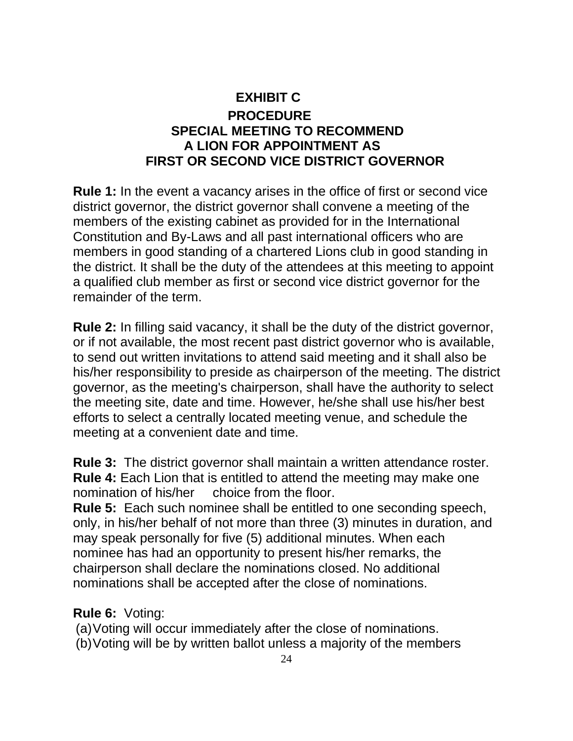# EXHIBIT C

## PROCEDURE
## SPECIAL MEETING TO RECOMMEND
## A LION FOR APPOINTMENT AS
## FIRST OR SECOND VICE DISTRICT GOVERNOR

**Rule 1:** In the event a vacancy arises in the office of first or second vice district governor, the district governor shall convene a meeting of the members of the existing cabinet as provided for in the International Constitution and By-Laws and all past international officers who are members in good standing of a chartered Lions club in good standing in the district. It shall be the duty of the attendees at this meeting to appoint a qualified club member as first or second vice district governor for the remainder of the term.

**Rule 2:** In filling said vacancy, it shall be the duty of the district governor, or if not available, the most recent past district governor who is available, to send out written invitations to attend said meeting and it shall also be his/her responsibility to preside as chairperson of the meeting. The district governor, as the meeting's chairperson, shall have the authority to select the meeting site, date and time. However, he/she shall use his/her best efforts to select a centrally located meeting venue, and schedule the meeting at a convenient date and time.

**Rule 3:** The district governor shall maintain a written attendance roster.

**Rule 4:** Each Lion that is entitled to attend the meeting may make one nomination of his/her choice from the floor.

**Rule 5:** Each such nominee shall be entitled to one seconding speech, only, in his/her behalf of not more than three (3) minutes in duration, and may speak personally for five (5) additional minutes. When each nominee has had an opportunity to present his/her remarks, the chairperson shall declare the nominations closed. No additional nominations shall be accepted after the close of nominations.

**Rule 6:** Voting:

(a) Voting will occur immediately after the close of nominations.
(b) Voting will be by written ballot unless a majority of the members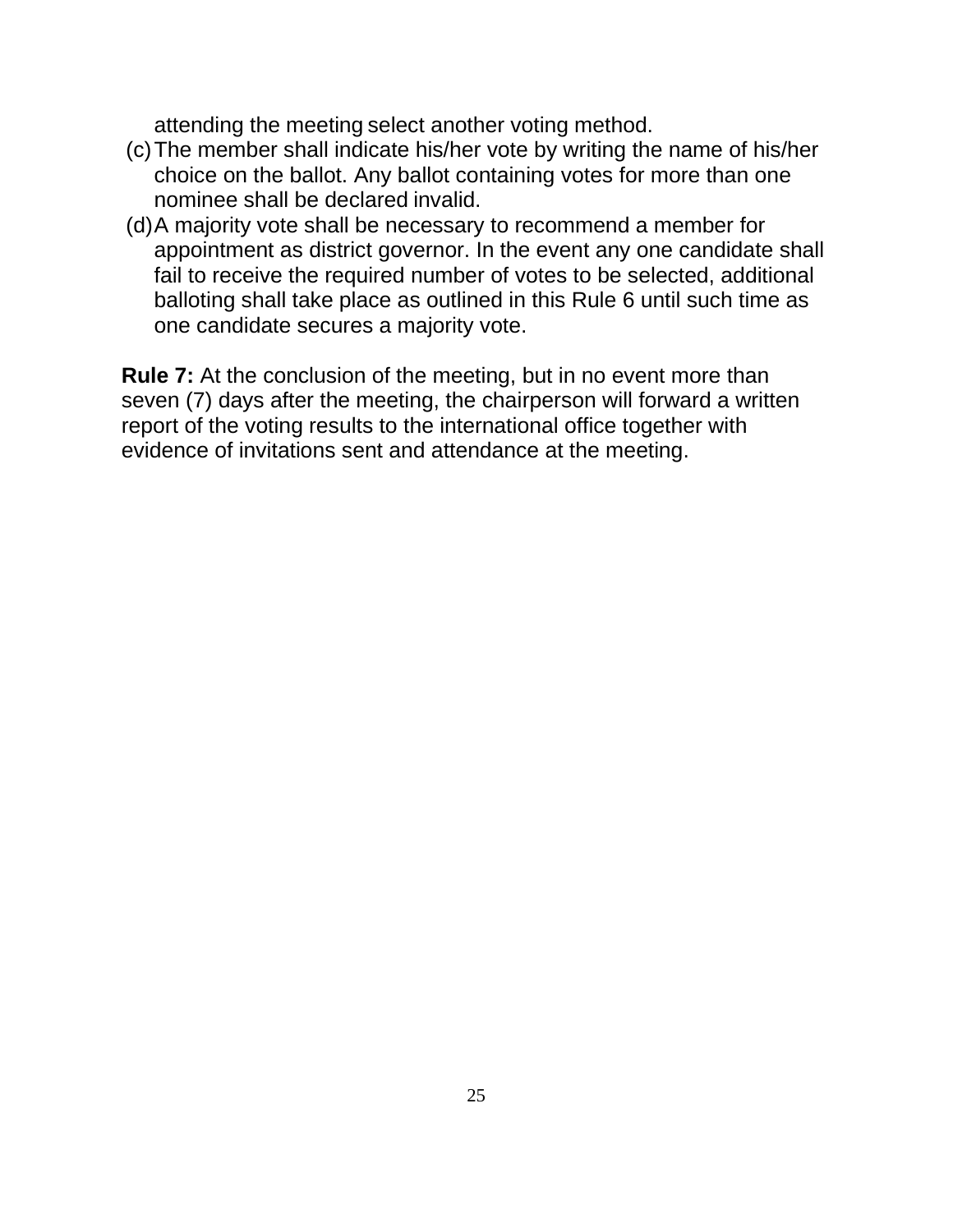attending the meeting select another voting method.

(c) The member shall indicate his/her vote by writing the name of his/her choice on the ballot. Any ballot containing votes for more than one nominee shall be declared invalid.

(d) A majority vote shall be necessary to recommend a member for appointment as district governor. In the event any one candidate shall fail to receive the required number of votes to be selected, additional balloting shall take place as outlined in this Rule 6 until such time as one candidate secures a majority vote.

**Rule 7:** At the conclusion of the meeting, but in no event more than seven (7) days after the meeting, the chairperson will forward a written report of the voting results to the international office together with evidence of invitations sent and attendance at the meeting.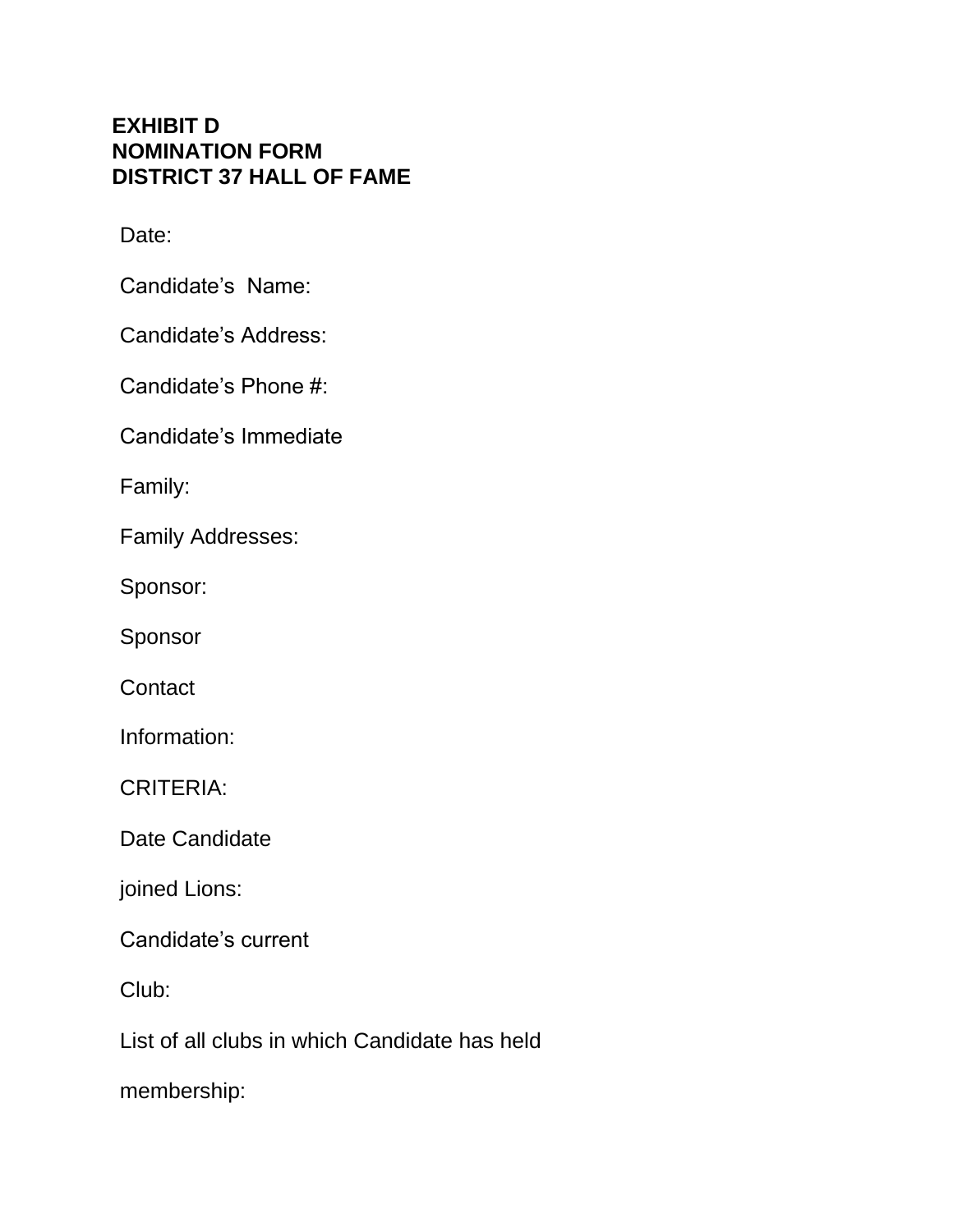**EXHIBIT D**
**NOMINATION FORM**
**DISTRICT 37 HALL OF FAME**

Date:

Candidate's Name:

Candidate's Address:

Candidate's Phone #:

Candidate's Immediate

Family:

Family Addresses:

Sponsor:

Sponsor

Contact

Information:

CRITERIA:

Date Candidate

joined Lions:

Candidate's current

Club:

List of all clubs in which Candidate has held

membership: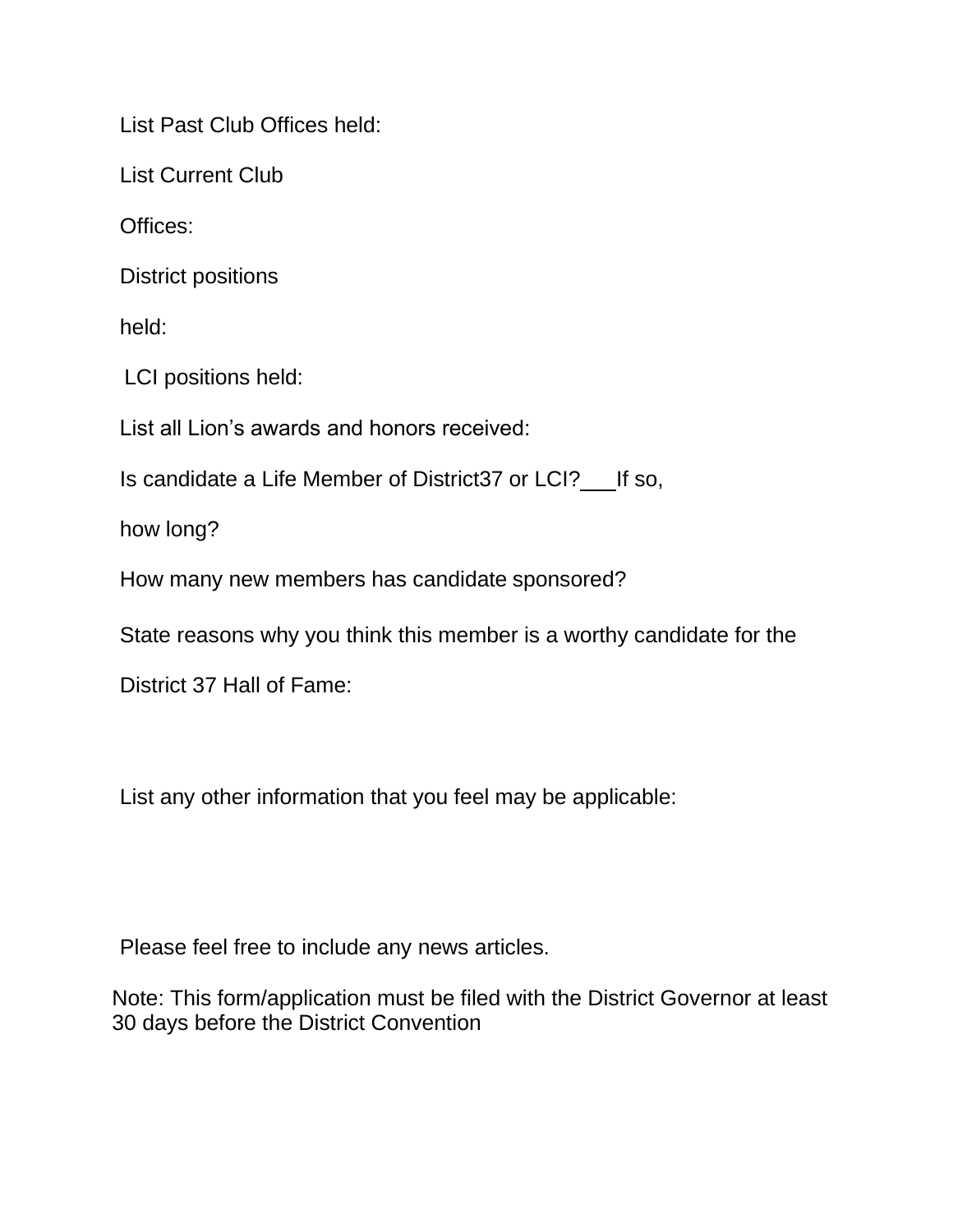List Past Club Offices held:

List Current Club

Offices:

District positions

held:

LCI positions held:

List all Lion's awards and honors received:

Is candidate a Life Member of District37 or LCI?___If so,

how long?

How many new members has candidate sponsored?

State reasons why you think this member is a worthy candidate for the

District 37 Hall of Fame:

List any other information that you feel may be applicable:

Please feel free to include any news articles.

Note: This form/application must be filed with the District Governor at least 30 days before the District Convention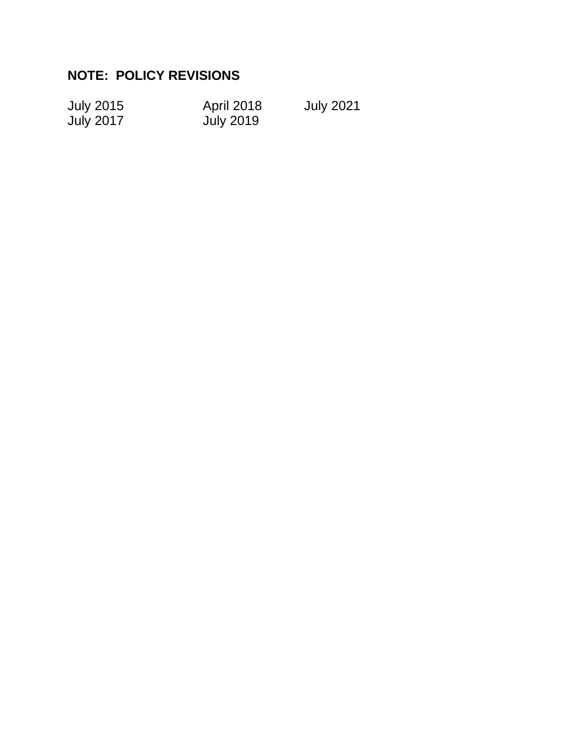**NOTE: POLICY REVISIONS**

| | | |
|---|---|---|
| July 2015 | April 2018 | July 2021 |
| July 2017 | July 2019 | |